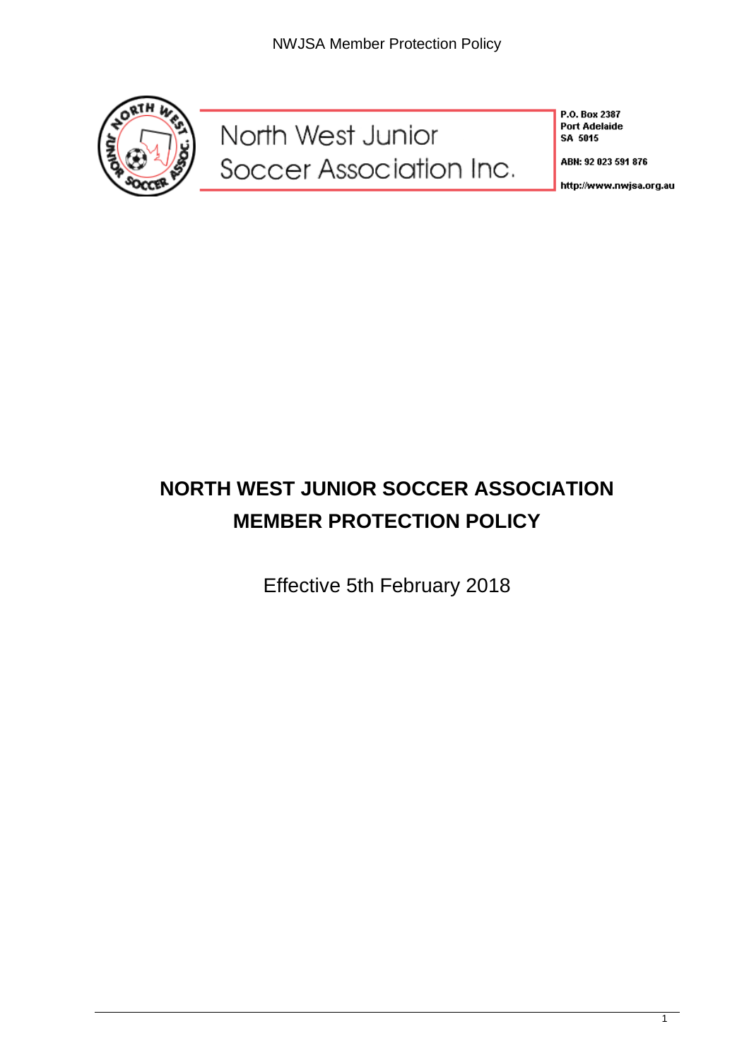North West Junior Soccer Association Inc.

P.O. Box 2387
Port Adelaide
SA 5015

ABN: 92 023 591 876

http://www.nwjsa.org.au

# NORTH WEST JUNIOR SOCCER ASSOCIATION MEMBER PROTECTION POLICY

Effective 5th February 2018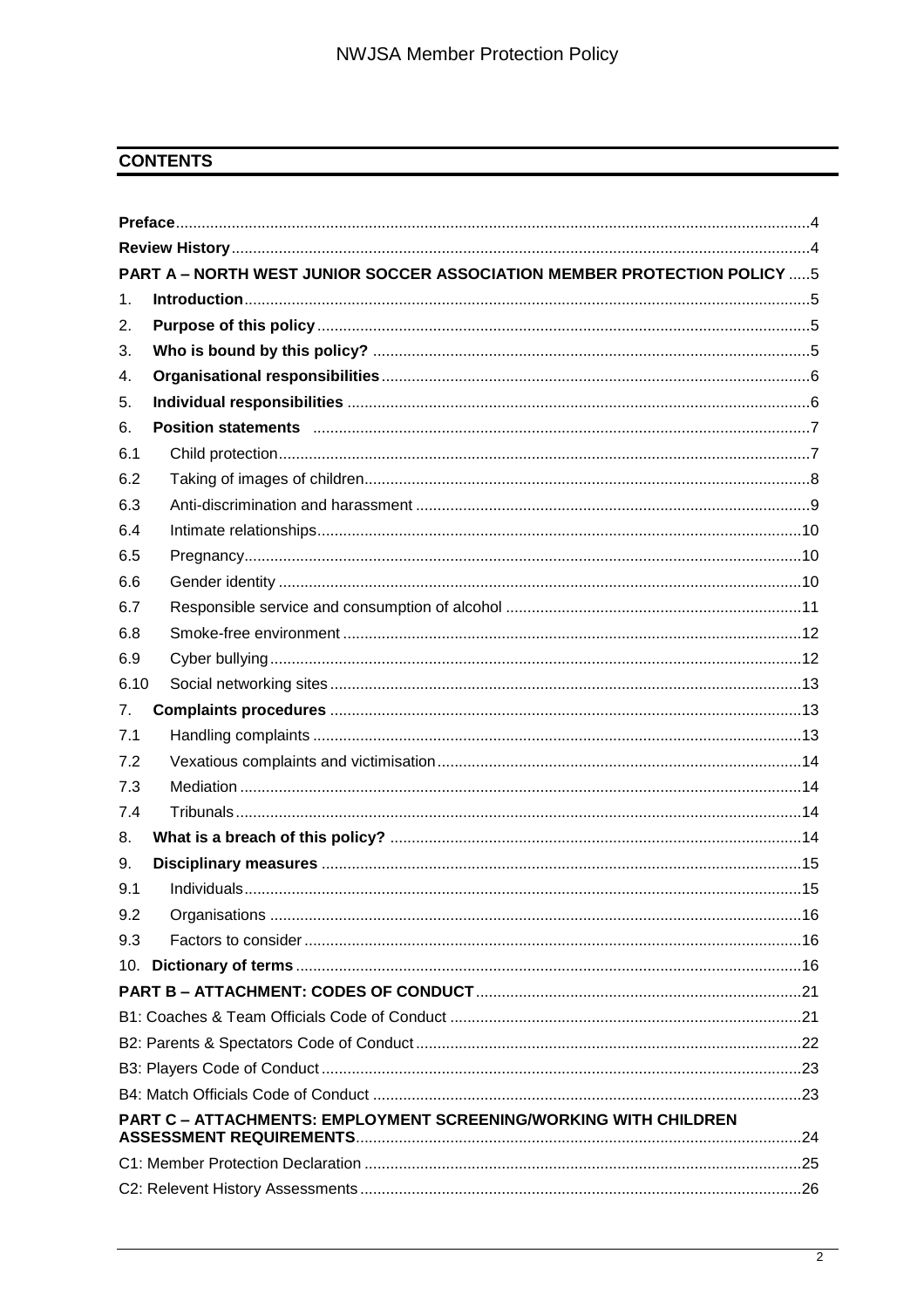## CONTENTS

| | | |
|---|---|---|
| **Preface** | | 4 |
| **Review History** | | 4 |
| **PART A – NORTH WEST JUNIOR SOCCER ASSOCIATION MEMBER PROTECTION POLICY** | | 5 |
| 1. | **Introduction** | 5 |
| 2. | **Purpose of this policy** | 5 |
| 3. | **Who is bound by this policy?** | 5 |
| 4. | **Organisational responsibilities** | 6 |
| 5. | **Individual responsibilities** | 6 |
| 6. | **Position statements** | 7 |
| 6.1 | Child protection | 7 |
| 6.2 | Taking of images of children | 8 |
| 6.3 | Anti-discrimination and harassment | 9 |
| 6.4 | Intimate relationships | 10 |
| 6.5 | Pregnancy | 10 |
| 6.6 | Gender identity | 10 |
| 6.7 | Responsible service and consumption of alcohol | 11 |
| 6.8 | Smoke-free environment | 12 |
| 6.9 | Cyber bullying | 12 |
| 6.10 | Social networking sites | 13 |
| 7. | **Complaints procedures** | 13 |
| 7.1 | Handling complaints | 13 |
| 7.2 | Vexatious complaints and victimisation | 14 |
| 7.3 | Mediation | 14 |
| 7.4 | Tribunals | 14 |
| 8. | **What is a breach of this policy?** | 14 |
| 9. | **Disciplinary measures** | 15 |
| 9.1 | Individuals | 15 |
| 9.2 | Organisations | 16 |
| 9.3 | Factors to consider | 16 |
| 10. | **Dictionary of terms** | 16 |
| **PART B – ATTACHMENT: CODES OF CONDUCT** | | 21 |
| B1: Coaches & Team Officials Code of Conduct | | 21 |
| B2: Parents & Spectators Code of Conduct | | 22 |
| B3: Players Code of Conduct | | 23 |
| B4: Match Officials Code of Conduct | | 23 |
| **PART C – ATTACHMENTS: EMPLOYMENT SCREENING/WORKING WITH CHILDREN ASSESSMENT REQUIREMENTS** | | 24 |
| C1: Member Protection Declaration | | 25 |
| C2: Relevent History Assessments | | 26 |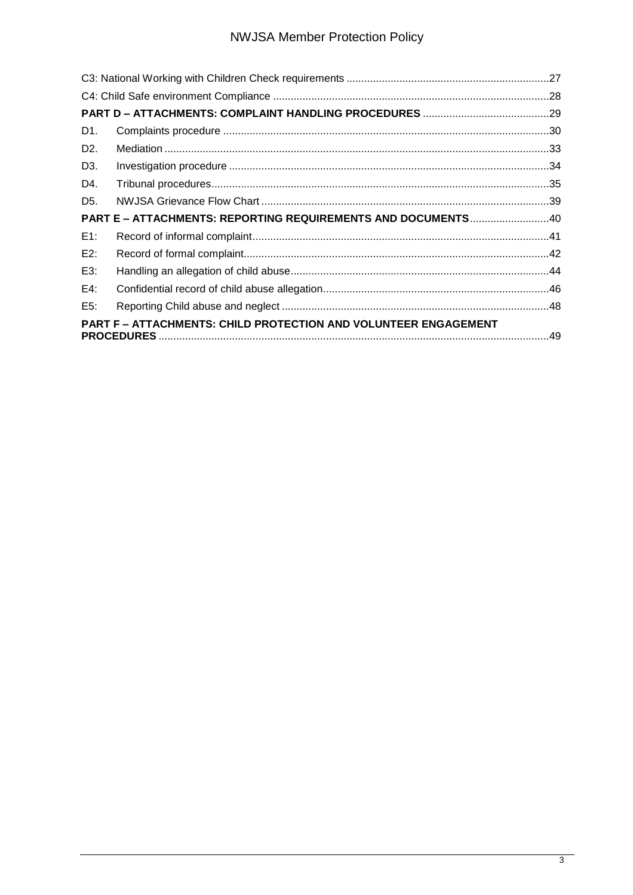C3: National Working with Children Check requirements .....27

C4: Child Safe environment Compliance .....28

**PART D – ATTACHMENTS: COMPLAINT HANDLING PROCEDURES** .....29

D1. Complaints procedure .....30

D2. Mediation .....33

D3. Investigation procedure .....34

D4. Tribunal procedures .....35

D5. NWJSA Grievance Flow Chart .....39

**PART E – ATTACHMENTS: REPORTING REQUIREMENTS AND DOCUMENTS** .....40

E1: Record of informal complaint .....41

E2: Record of formal complaint .....42

E3: Handling an allegation of child abuse .....44

E4: Confidential record of child abuse allegation .....46

E5: Reporting Child abuse and neglect .....48

**PART F – ATTACHMENTS: CHILD PROTECTION AND VOLUNTEER ENGAGEMENT PROCEDURES** .....49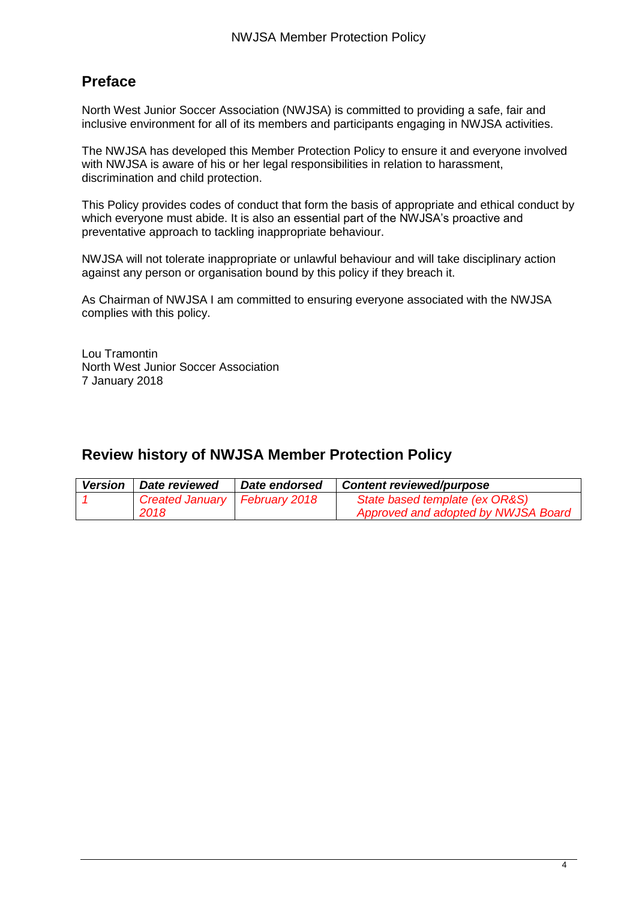## Preface

North West Junior Soccer Association (NWJSA) is committed to providing a safe, fair and inclusive environment for all of its members and participants engaging in NWJSA activities.

The NWJSA has developed this Member Protection Policy to ensure it and everyone involved with NWJSA is aware of his or her legal responsibilities in relation to harassment, discrimination and child protection.

This Policy provides codes of conduct that form the basis of appropriate and ethical conduct by which everyone must abide. It is also an essential part of the NWJSA's proactive and preventative approach to tackling inappropriate behaviour.

NWJSA will not tolerate inappropriate or unlawful behaviour and will take disciplinary action against any person or organisation bound by this policy if they breach it.

As Chairman of NWJSA I am committed to ensuring everyone associated with the NWJSA complies with this policy.

Lou Tramontin
North West Junior Soccer Association
7 January 2018

## Review history of NWJSA Member Protection Policy

| ***Version*** | ***Date reviewed*** | ***Date endorsed*** | ***Content reviewed/purpose*** |
|---|---|---|---|
| *1* | *Created January 2018* | *February 2018* | *State based template (ex OR&S) Approved and adopted by NWJSA Board* |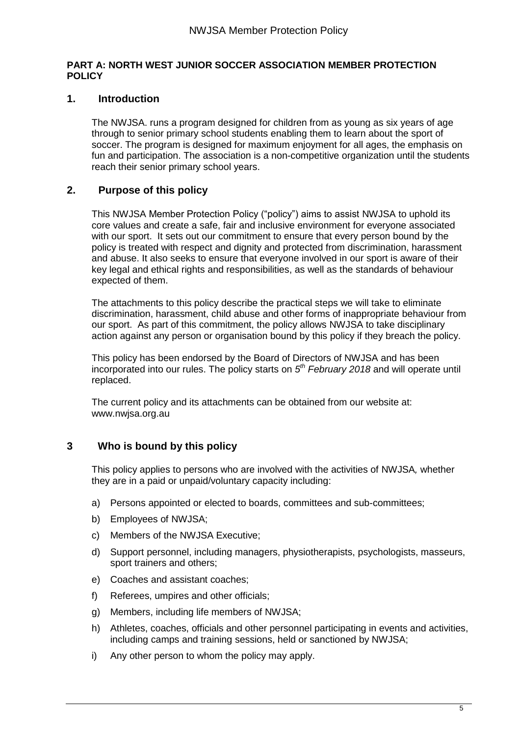**PART A: NORTH WEST JUNIOR SOCCER ASSOCIATION MEMBER PROTECTION POLICY**

## 1. Introduction

The NWJSA. runs a program designed for children from as young as six years of age through to senior primary school students enabling them to learn about the sport of soccer. The program is designed for maximum enjoyment for all ages, the emphasis on fun and participation. The association is a non-competitive organization until the students reach their senior primary school years.

## 2. Purpose of this policy

This NWJSA Member Protection Policy ("policy") aims to assist NWJSA to uphold its core values and create a safe, fair and inclusive environment for everyone associated with our sport. It sets out our commitment to ensure that every person bound by the policy is treated with respect and dignity and protected from discrimination, harassment and abuse. It also seeks to ensure that everyone involved in our sport is aware of their key legal and ethical rights and responsibilities, as well as the standards of behaviour expected of them.

The attachments to this policy describe the practical steps we will take to eliminate discrimination, harassment, child abuse and other forms of inappropriate behaviour from our sport. As part of this commitment, the policy allows NWJSA to take disciplinary action against any person or organisation bound by this policy if they breach the policy.

This policy has been endorsed by the Board of Directors of NWJSA and has been incorporated into our rules. The policy starts on *5th February 2018* and will operate until replaced.

The current policy and its attachments can be obtained from our website at: www.nwjsa.org.au

## 3 Who is bound by this policy

This policy applies to persons who are involved with the activities of NWJSA*,* whether they are in a paid or unpaid/voluntary capacity including:

a) Persons appointed or elected to boards, committees and sub-committees;

b) Employees of NWJSA;

c) Members of the NWJSA Executive;

d) Support personnel, including managers, physiotherapists, psychologists, masseurs, sport trainers and others;

e) Coaches and assistant coaches;

f) Referees, umpires and other officials;

g) Members, including life members of NWJSA;

h) Athletes, coaches, officials and other personnel participating in events and activities, including camps and training sessions, held or sanctioned by NWJSA;

i) Any other person to whom the policy may apply.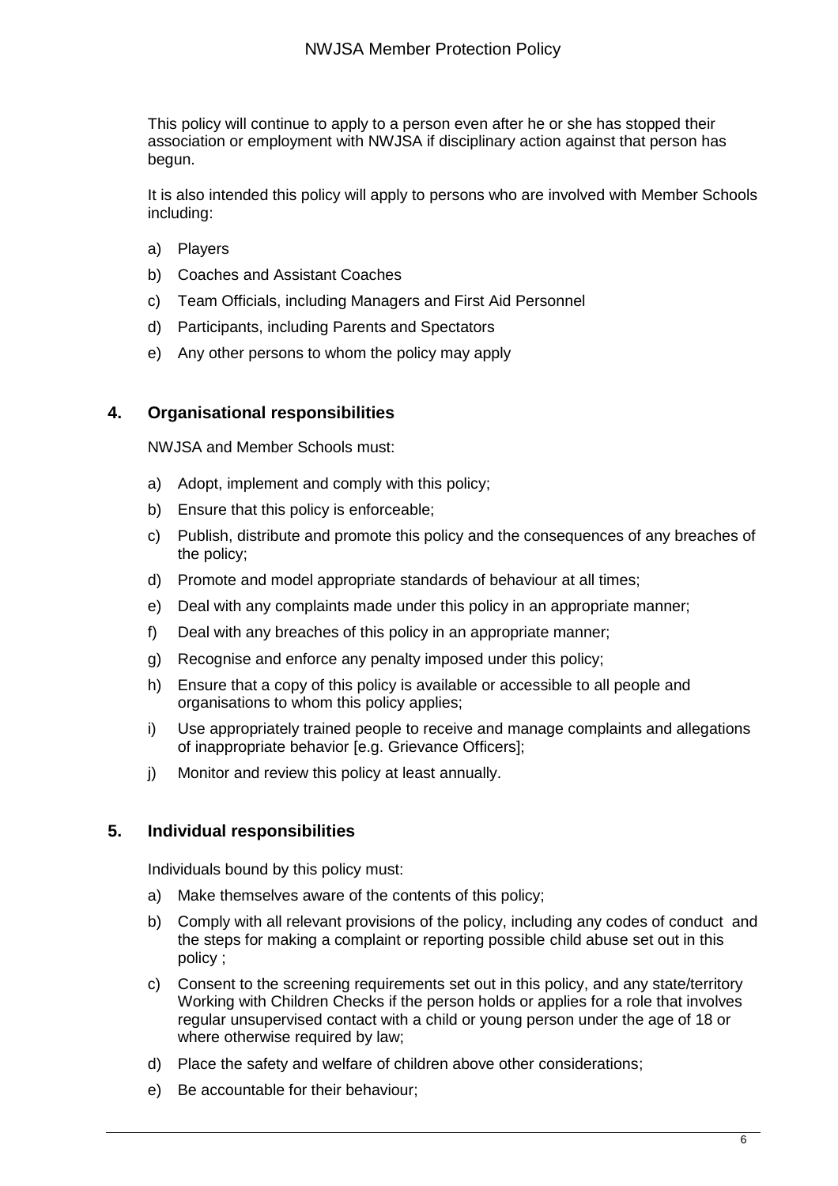This policy will continue to apply to a person even after he or she has stopped their association or employment with NWJSA if disciplinary action against that person has begun.

It is also intended this policy will apply to persons who are involved with Member Schools including:

a) Players
b) Coaches and Assistant Coaches
c) Team Officials, including Managers and First Aid Personnel
d) Participants, including Parents and Spectators
e) Any other persons to whom the policy may apply

## 4. Organisational responsibilities

NWJSA and Member Schools must:

a) Adopt, implement and comply with this policy;
b) Ensure that this policy is enforceable;
c) Publish, distribute and promote this policy and the consequences of any breaches of the policy;
d) Promote and model appropriate standards of behaviour at all times;
e) Deal with any complaints made under this policy in an appropriate manner;
f) Deal with any breaches of this policy in an appropriate manner;
g) Recognise and enforce any penalty imposed under this policy;
h) Ensure that a copy of this policy is available or accessible to all people and organisations to whom this policy applies;
i) Use appropriately trained people to receive and manage complaints and allegations of inappropriate behavior [e.g. Grievance Officers];
j) Monitor and review this policy at least annually.

## 5. Individual responsibilities

Individuals bound by this policy must:

a) Make themselves aware of the contents of this policy;
b) Comply with all relevant provisions of the policy, including any codes of conduct and the steps for making a complaint or reporting possible child abuse set out in this policy ;
c) Consent to the screening requirements set out in this policy, and any state/territory Working with Children Checks if the person holds or applies for a role that involves regular unsupervised contact with a child or young person under the age of 18 or where otherwise required by law;
d) Place the safety and welfare of children above other considerations;
e) Be accountable for their behaviour;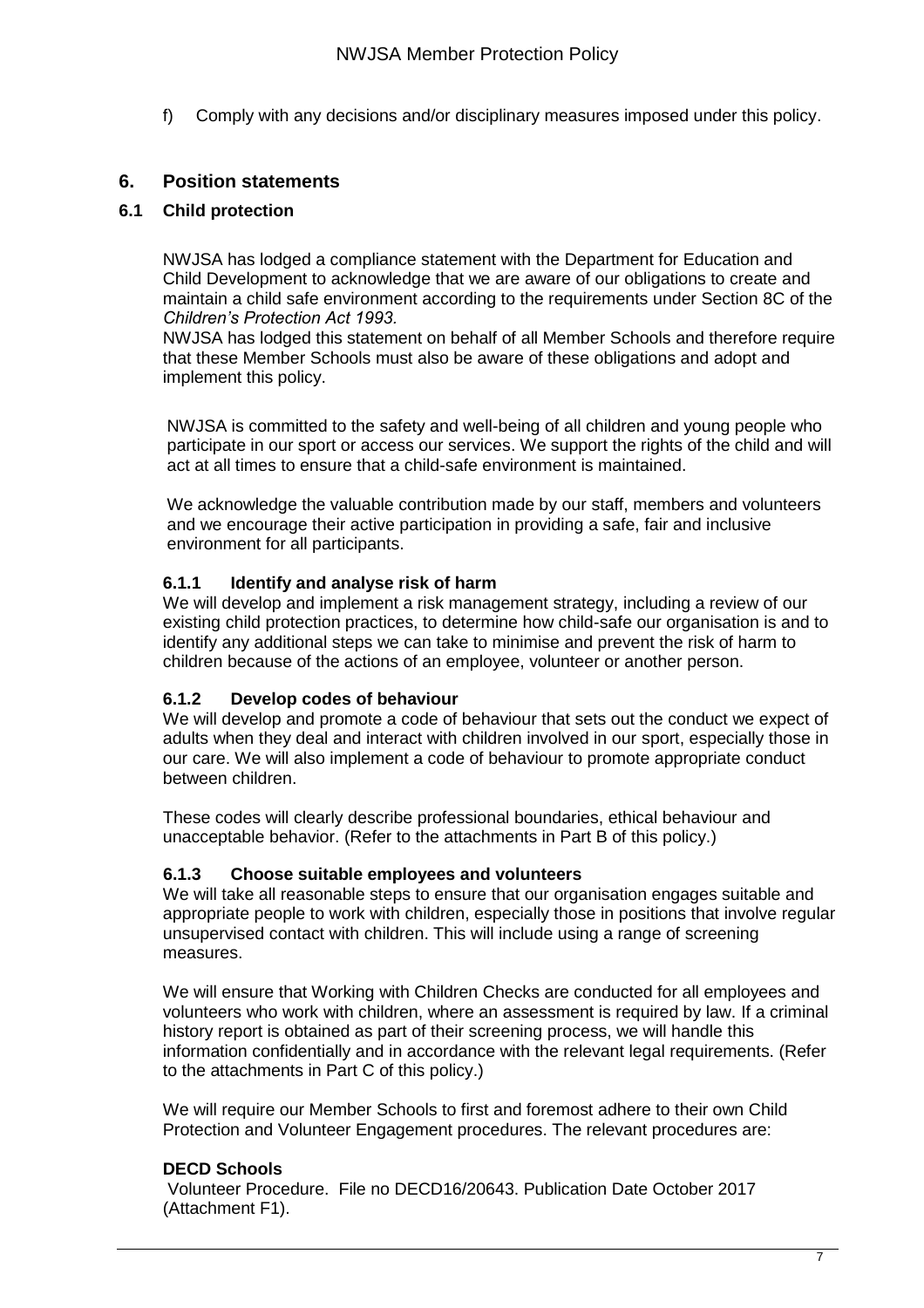f) Comply with any decisions and/or disciplinary measures imposed under this policy.

## 6. Position statements

### 6.1 Child protection

NWJSA has lodged a compliance statement with the Department for Education and Child Development to acknowledge that we are aware of our obligations to create and maintain a child safe environment according to the requirements under Section 8C of the *Children's Protection Act 1993.*

NWJSA has lodged this statement on behalf of all Member Schools and therefore require that these Member Schools must also be aware of these obligations and adopt and implement this policy.

NWJSA is committed to the safety and well-being of all children and young people who participate in our sport or access our services. We support the rights of the child and will act at all times to ensure that a child-safe environment is maintained.

We acknowledge the valuable contribution made by our staff, members and volunteers and we encourage their active participation in providing a safe, fair and inclusive environment for all participants.

#### 6.1.1 Identify and analyse risk of harm

We will develop and implement a risk management strategy, including a review of our existing child protection practices, to determine how child-safe our organisation is and to identify any additional steps we can take to minimise and prevent the risk of harm to children because of the actions of an employee, volunteer or another person.

#### 6.1.2 Develop codes of behaviour

We will develop and promote a code of behaviour that sets out the conduct we expect of adults when they deal and interact with children involved in our sport, especially those in our care. We will also implement a code of behaviour to promote appropriate conduct between children.

These codes will clearly describe professional boundaries, ethical behaviour and unacceptable behavior. (Refer to the attachments in Part B of this policy.)

#### 6.1.3 Choose suitable employees and volunteers

We will take all reasonable steps to ensure that our organisation engages suitable and appropriate people to work with children, especially those in positions that involve regular unsupervised contact with children. This will include using a range of screening measures.

We will ensure that Working with Children Checks are conducted for all employees and volunteers who work with children, where an assessment is required by law. If a criminal history report is obtained as part of their screening process, we will handle this information confidentially and in accordance with the relevant legal requirements. (Refer to the attachments in Part C of this policy.)

We will require our Member Schools to first and foremost adhere to their own Child Protection and Volunteer Engagement procedures. The relevant procedures are:

**DECD Schools**

Volunteer Procedure. File no DECD16/20643. Publication Date October 2017 (Attachment F1).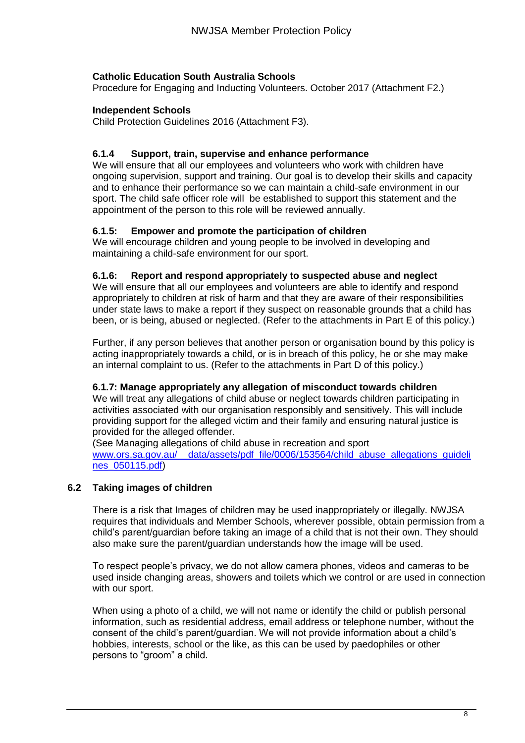**Catholic Education South Australia Schools**

Procedure for Engaging and Inducting Volunteers. October 2017 (Attachment F2.)

**Independent Schools**

Child Protection Guidelines 2016 (Attachment F3).

### 6.1.4 Support, train, supervise and enhance performance

We will ensure that all our employees and volunteers who work with children have ongoing supervision, support and training. Our goal is to develop their skills and capacity and to enhance their performance so we can maintain a child-safe environment in our sport. The child safe officer role will be established to support this statement and the appointment of the person to this role will be reviewed annually.

### 6.1.5: Empower and promote the participation of children

We will encourage children and young people to be involved in developing and maintaining a child-safe environment for our sport.

### 6.1.6: Report and respond appropriately to suspected abuse and neglect

We will ensure that all our employees and volunteers are able to identify and respond appropriately to children at risk of harm and that they are aware of their responsibilities under state laws to make a report if they suspect on reasonable grounds that a child has been, or is being, abused or neglected. (Refer to the attachments in Part E of this policy.)

Further, if any person believes that another person or organisation bound by this policy is acting inappropriately towards a child, or is in breach of this policy, he or she may make an internal complaint to us. (Refer to the attachments in Part D of this policy.)

### 6.1.7: Manage appropriately any allegation of misconduct towards children

We will treat any allegations of child abuse or neglect towards children participating in activities associated with our organisation responsibly and sensitively. This will include providing support for the alleged victim and their family and ensuring natural justice is provided for the alleged offender.

(See Managing allegations of child abuse in recreation and sport www.ors.sa.gov.au/__data/assets/pdf_file/0006/153564/child_abuse_allegations_guidelines_050115.pdf)

## 6.2 Taking images of children

There is a risk that Images of children may be used inappropriately or illegally. NWJSA requires that individuals and Member Schools, wherever possible, obtain permission from a child's parent/guardian before taking an image of a child that is not their own. They should also make sure the parent/guardian understands how the image will be used.

To respect people's privacy, we do not allow camera phones, videos and cameras to be used inside changing areas, showers and toilets which we control or are used in connection with our sport.

When using a photo of a child, we will not name or identify the child or publish personal information, such as residential address, email address or telephone number, without the consent of the child's parent/guardian. We will not provide information about a child's hobbies, interests, school or the like, as this can be used by paedophiles or other persons to "groom" a child.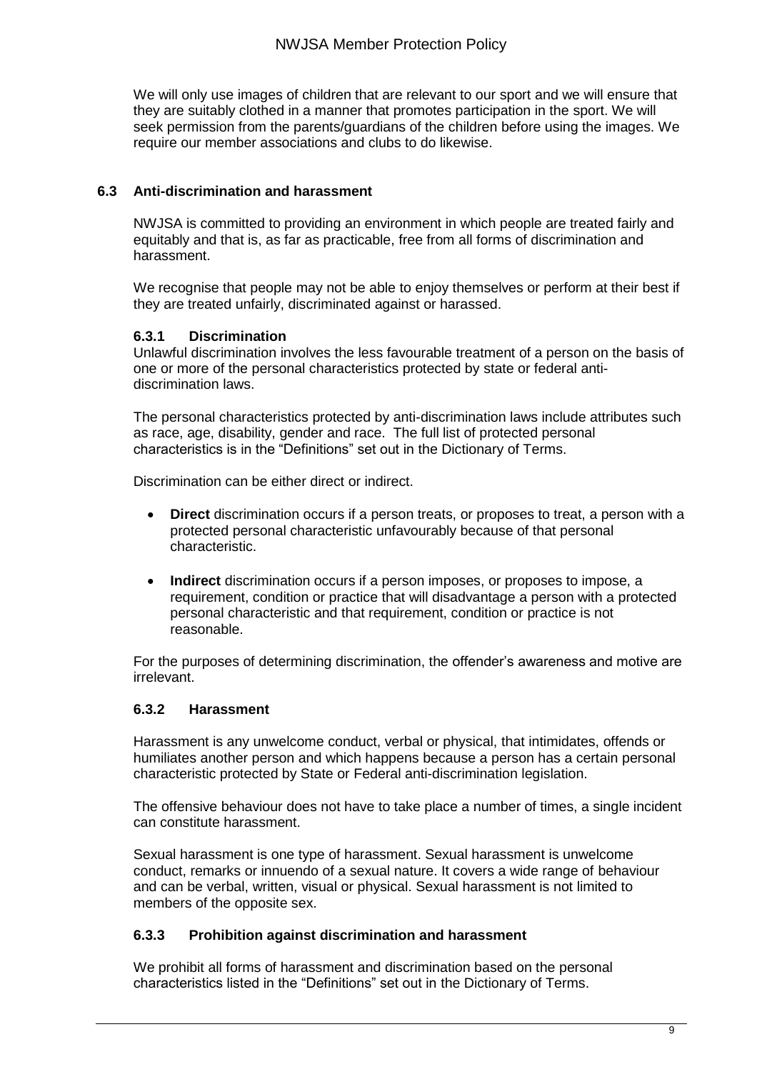We will only use images of children that are relevant to our sport and we will ensure that they are suitably clothed in a manner that promotes participation in the sport. We will seek permission from the parents/guardians of the children before using the images. We require our member associations and clubs to do likewise.

## 6.3 Anti-discrimination and harassment

NWJSA is committed to providing an environment in which people are treated fairly and equitably and that is, as far as practicable, free from all forms of discrimination and harassment.

We recognise that people may not be able to enjoy themselves or perform at their best if they are treated unfairly, discriminated against or harassed.

### 6.3.1 Discrimination

Unlawful discrimination involves the less favourable treatment of a person on the basis of one or more of the personal characteristics protected by state or federal anti-discrimination laws.

The personal characteristics protected by anti-discrimination laws include attributes such as race, age, disability, gender and race. The full list of protected personal characteristics is in the "Definitions" set out in the Dictionary of Terms.

Discrimination can be either direct or indirect.

- **Direct** discrimination occurs if a person treats, or proposes to treat, a person with a protected personal characteristic unfavourably because of that personal characteristic.
- **Indirect** discrimination occurs if a person imposes, or proposes to impose, a requirement, condition or practice that will disadvantage a person with a protected personal characteristic and that requirement, condition or practice is not reasonable.

For the purposes of determining discrimination, the offender's awareness and motive are irrelevant.

### 6.3.2 Harassment

Harassment is any unwelcome conduct, verbal or physical, that intimidates, offends or humiliates another person and which happens because a person has a certain personal characteristic protected by State or Federal anti-discrimination legislation.

The offensive behaviour does not have to take place a number of times, a single incident can constitute harassment.

Sexual harassment is one type of harassment. Sexual harassment is unwelcome conduct, remarks or innuendo of a sexual nature. It covers a wide range of behaviour and can be verbal, written, visual or physical. Sexual harassment is not limited to members of the opposite sex.

### 6.3.3 Prohibition against discrimination and harassment

We prohibit all forms of harassment and discrimination based on the personal characteristics listed in the "Definitions" set out in the Dictionary of Terms.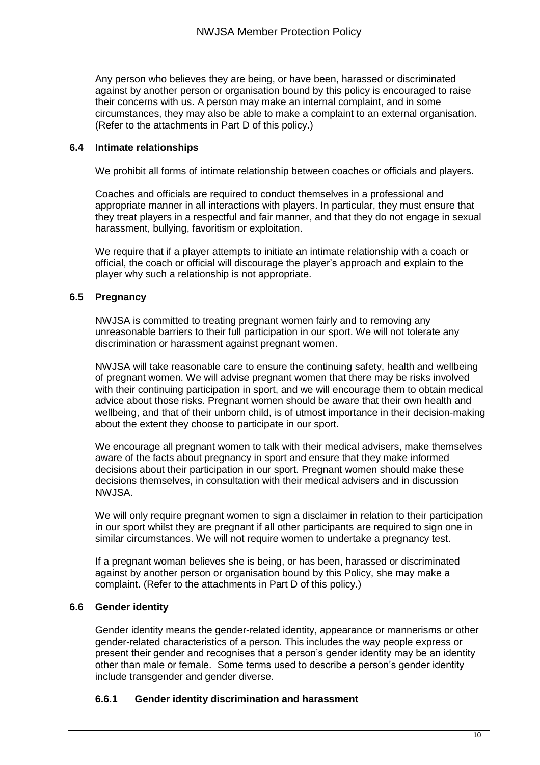Any person who believes they are being, or have been, harassed or discriminated against by another person or organisation bound by this policy is encouraged to raise their concerns with us. A person may make an internal complaint, and in some circumstances, they may also be able to make a complaint to an external organisation. (Refer to the attachments in Part D of this policy.)

### 6.4 Intimate relationships

We prohibit all forms of intimate relationship between coaches or officials and players.

Coaches and officials are required to conduct themselves in a professional and appropriate manner in all interactions with players. In particular, they must ensure that they treat players in a respectful and fair manner, and that they do not engage in sexual harassment, bullying, favoritism or exploitation.

We require that if a player attempts to initiate an intimate relationship with a coach or official, the coach or official will discourage the player's approach and explain to the player why such a relationship is not appropriate.

### 6.5 Pregnancy

NWJSA is committed to treating pregnant women fairly and to removing any unreasonable barriers to their full participation in our sport. We will not tolerate any discrimination or harassment against pregnant women.

NWJSA will take reasonable care to ensure the continuing safety, health and wellbeing of pregnant women. We will advise pregnant women that there may be risks involved with their continuing participation in sport, and we will encourage them to obtain medical advice about those risks. Pregnant women should be aware that their own health and wellbeing, and that of their unborn child, is of utmost importance in their decision-making about the extent they choose to participate in our sport.

We encourage all pregnant women to talk with their medical advisers, make themselves aware of the facts about pregnancy in sport and ensure that they make informed decisions about their participation in our sport. Pregnant women should make these decisions themselves, in consultation with their medical advisers and in discussion NWJSA.

We will only require pregnant women to sign a disclaimer in relation to their participation in our sport whilst they are pregnant if all other participants are required to sign one in similar circumstances. We will not require women to undertake a pregnancy test.

If a pregnant woman believes she is being, or has been, harassed or discriminated against by another person or organisation bound by this Policy, she may make a complaint. (Refer to the attachments in Part D of this policy.)

### 6.6 Gender identity

Gender identity means the gender-related identity, appearance or mannerisms or other gender-related characteristics of a person. This includes the way people express or present their gender and recognises that a person's gender identity may be an identity other than male or female. Some terms used to describe a person's gender identity include transgender and gender diverse.

#### 6.6.1 Gender identity discrimination and harassment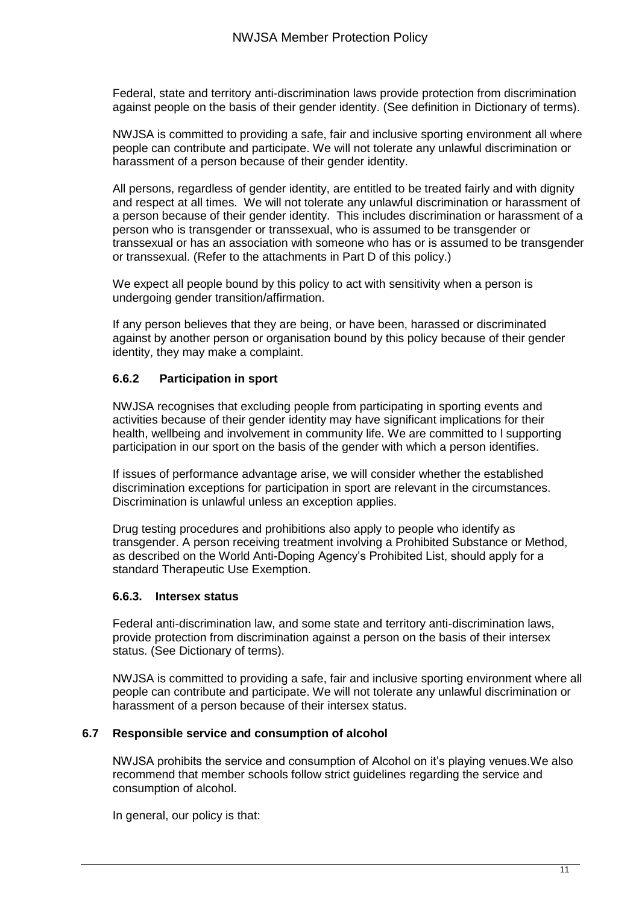Federal, state and territory anti-discrimination laws provide protection from discrimination against people on the basis of their gender identity. (See definition in Dictionary of terms).

NWJSA is committed to providing a safe, fair and inclusive sporting environment all where people can contribute and participate. We will not tolerate any unlawful discrimination or harassment of a person because of their gender identity.

All persons, regardless of gender identity, are entitled to be treated fairly and with dignity and respect at all times. We will not tolerate any unlawful discrimination or harassment of a person because of their gender identity. This includes discrimination or harassment of a person who is transgender or transsexual, who is assumed to be transgender or transsexual or has an association with someone who has or is assumed to be transgender or transsexual. (Refer to the attachments in Part D of this policy.)

We expect all people bound by this policy to act with sensitivity when a person is undergoing gender transition/affirmation.

If any person believes that they are being, or have been, harassed or discriminated against by another person or organisation bound by this policy because of their gender identity, they may make a complaint.

### 6.6.2 Participation in sport

NWJSA recognises that excluding people from participating in sporting events and activities because of their gender identity may have significant implications for their health, wellbeing and involvement in community life. We are committed to l supporting participation in our sport on the basis of the gender with which a person identifies.

If issues of performance advantage arise, we will consider whether the established discrimination exceptions for participation in sport are relevant in the circumstances. Discrimination is unlawful unless an exception applies.

Drug testing procedures and prohibitions also apply to people who identify as transgender. A person receiving treatment involving a Prohibited Substance or Method, as described on the World Anti-Doping Agency's Prohibited List, should apply for a standard Therapeutic Use Exemption.

### 6.6.3. Intersex status

Federal anti-discrimination law, and some state and territory anti-discrimination laws, provide protection from discrimination against a person on the basis of their intersex status. (See Dictionary of terms).

NWJSA is committed to providing a safe, fair and inclusive sporting environment where all people can contribute and participate. We will not tolerate any unlawful discrimination or harassment of a person because of their intersex status.

## 6.7 Responsible service and consumption of alcohol

NWJSA prohibits the service and consumption of Alcohol on it's playing venues.We also recommend that member schools follow strict guidelines regarding the service and consumption of alcohol.

In general, our policy is that: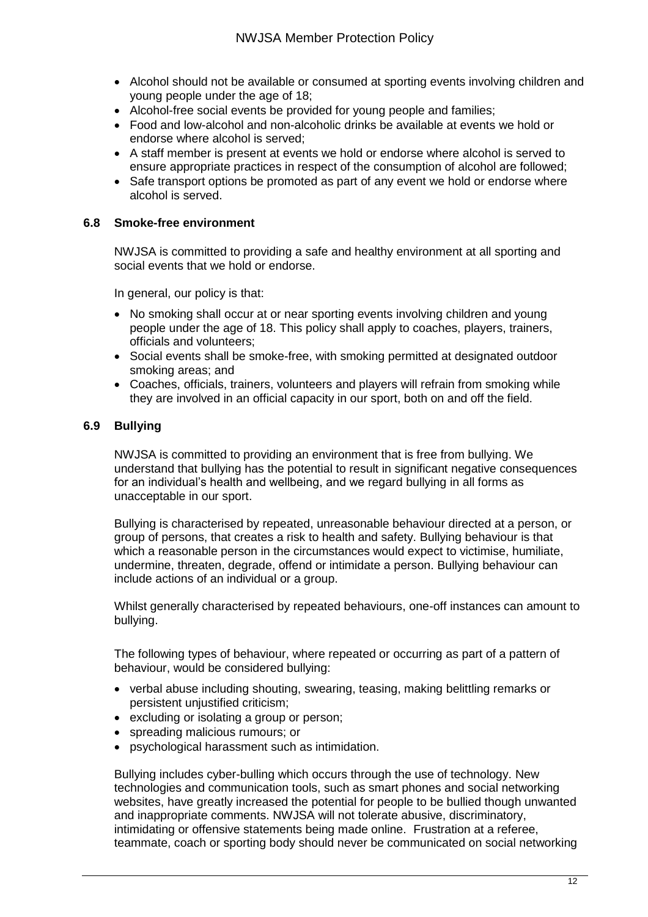- Alcohol should not be available or consumed at sporting events involving children and young people under the age of 18;
- Alcohol-free social events be provided for young people and families;
- Food and low-alcohol and non-alcoholic drinks be available at events we hold or endorse where alcohol is served;
- A staff member is present at events we hold or endorse where alcohol is served to ensure appropriate practices in respect of the consumption of alcohol are followed;
- Safe transport options be promoted as part of any event we hold or endorse where alcohol is served.

### 6.8 Smoke-free environment

NWJSA is committed to providing a safe and healthy environment at all sporting and social events that we hold or endorse.

In general, our policy is that:

- No smoking shall occur at or near sporting events involving children and young people under the age of 18. This policy shall apply to coaches, players, trainers, officials and volunteers;
- Social events shall be smoke-free, with smoking permitted at designated outdoor smoking areas; and
- Coaches, officials, trainers, volunteers and players will refrain from smoking while they are involved in an official capacity in our sport, both on and off the field.

### 6.9 Bullying

NWJSA is committed to providing an environment that is free from bullying. We understand that bullying has the potential to result in significant negative consequences for an individual's health and wellbeing, and we regard bullying in all forms as unacceptable in our sport.

Bullying is characterised by repeated, unreasonable behaviour directed at a person, or group of persons, that creates a risk to health and safety. Bullying behaviour is that which a reasonable person in the circumstances would expect to victimise, humiliate, undermine, threaten, degrade, offend or intimidate a person. Bullying behaviour can include actions of an individual or a group.

Whilst generally characterised by repeated behaviours, one-off instances can amount to bullying.

The following types of behaviour, where repeated or occurring as part of a pattern of behaviour, would be considered bullying:

- verbal abuse including shouting, swearing, teasing, making belittling remarks or persistent unjustified criticism;
- excluding or isolating a group or person;
- spreading malicious rumours; or
- psychological harassment such as intimidation.

Bullying includes cyber-bulling which occurs through the use of technology. New technologies and communication tools, such as smart phones and social networking websites, have greatly increased the potential for people to be bullied though unwanted and inappropriate comments. NWJSA will not tolerate abusive, discriminatory, intimidating or offensive statements being made online. Frustration at a referee, teammate, coach or sporting body should never be communicated on social networking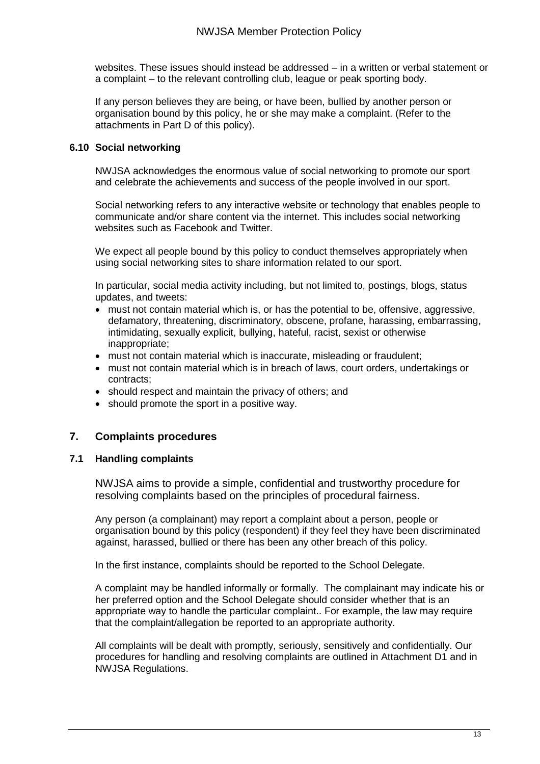websites. These issues should instead be addressed – in a written or verbal statement or a complaint – to the relevant controlling club, league or peak sporting body.

If any person believes they are being, or have been, bullied by another person or organisation bound by this policy, he or she may make a complaint. (Refer to the attachments in Part D of this policy).

### 6.10 Social networking

NWJSA acknowledges the enormous value of social networking to promote our sport and celebrate the achievements and success of the people involved in our sport.

Social networking refers to any interactive website or technology that enables people to communicate and/or share content via the internet. This includes social networking websites such as Facebook and Twitter.

We expect all people bound by this policy to conduct themselves appropriately when using social networking sites to share information related to our sport.

In particular, social media activity including, but not limited to, postings, blogs, status updates, and tweets:

- must not contain material which is, or has the potential to be, offensive, aggressive, defamatory, threatening, discriminatory, obscene, profane, harassing, embarrassing, intimidating, sexually explicit, bullying, hateful, racist, sexist or otherwise inappropriate;
- must not contain material which is inaccurate, misleading or fraudulent;
- must not contain material which is in breach of laws, court orders, undertakings or contracts;
- should respect and maintain the privacy of others; and
- should promote the sport in a positive way.

## 7. Complaints procedures

### 7.1 Handling complaints

NWJSA aims to provide a simple, confidential and trustworthy procedure for resolving complaints based on the principles of procedural fairness.

Any person (a complainant) may report a complaint about a person, people or organisation bound by this policy (respondent) if they feel they have been discriminated against, harassed, bullied or there has been any other breach of this policy.

In the first instance, complaints should be reported to the School Delegate.

A complaint may be handled informally or formally. The complainant may indicate his or her preferred option and the School Delegate should consider whether that is an appropriate way to handle the particular complaint.. For example, the law may require that the complaint/allegation be reported to an appropriate authority.

All complaints will be dealt with promptly, seriously, sensitively and confidentially. Our procedures for handling and resolving complaints are outlined in Attachment D1 and in NWJSA Regulations.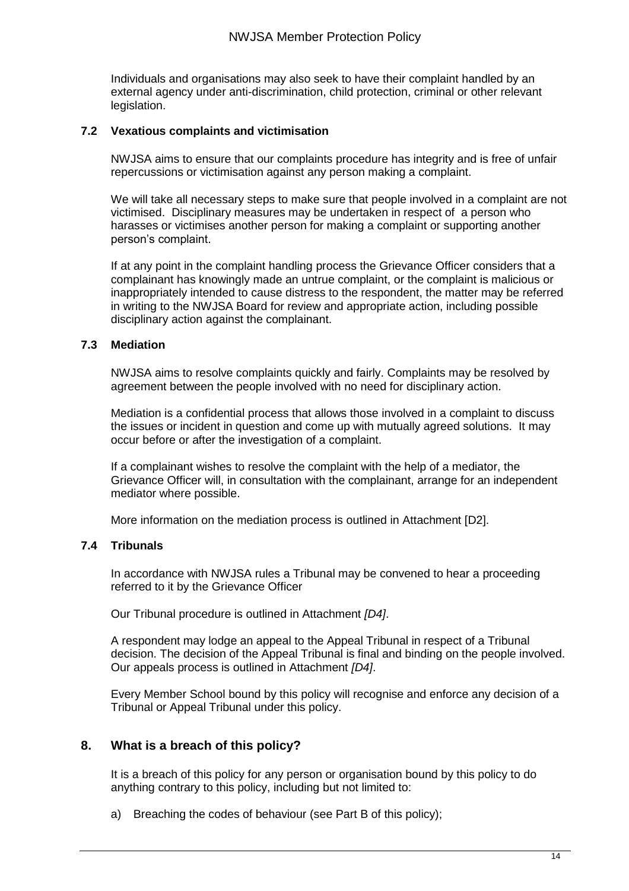Individuals and organisations may also seek to have their complaint handled by an external agency under anti-discrimination, child protection, criminal or other relevant legislation.

### 7.2 Vexatious complaints and victimisation

NWJSA aims to ensure that our complaints procedure has integrity and is free of unfair repercussions or victimisation against any person making a complaint.

We will take all necessary steps to make sure that people involved in a complaint are not victimised. Disciplinary measures may be undertaken in respect of a person who harasses or victimises another person for making a complaint or supporting another person's complaint.

If at any point in the complaint handling process the Grievance Officer considers that a complainant has knowingly made an untrue complaint, or the complaint is malicious or inappropriately intended to cause distress to the respondent, the matter may be referred in writing to the NWJSA Board for review and appropriate action, including possible disciplinary action against the complainant.

### 7.3 Mediation

NWJSA aims to resolve complaints quickly and fairly. Complaints may be resolved by agreement between the people involved with no need for disciplinary action.

Mediation is a confidential process that allows those involved in a complaint to discuss the issues or incident in question and come up with mutually agreed solutions. It may occur before or after the investigation of a complaint.

If a complainant wishes to resolve the complaint with the help of a mediator, the Grievance Officer will, in consultation with the complainant, arrange for an independent mediator where possible.

More information on the mediation process is outlined in Attachment [D2].

### 7.4 Tribunals

In accordance with NWJSA rules a Tribunal may be convened to hear a proceeding referred to it by the Grievance Officer

Our Tribunal procedure is outlined in Attachment *[D4]*.

A respondent may lodge an appeal to the Appeal Tribunal in respect of a Tribunal decision. The decision of the Appeal Tribunal is final and binding on the people involved. Our appeals process is outlined in Attachment *[D4]*.

Every Member School bound by this policy will recognise and enforce any decision of a Tribunal or Appeal Tribunal under this policy.

## 8. What is a breach of this policy?

It is a breach of this policy for any person or organisation bound by this policy to do anything contrary to this policy, including but not limited to:

a) Breaching the codes of behaviour (see Part B of this policy);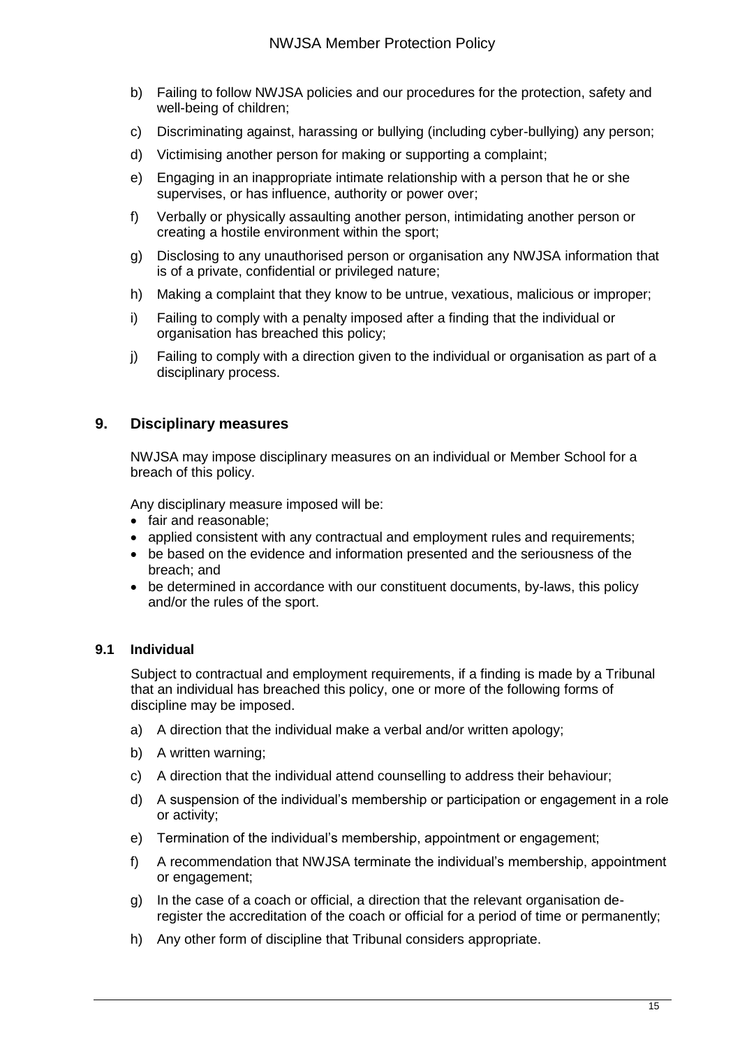b) Failing to follow NWJSA policies and our procedures for the protection, safety and well-being of children;

c) Discriminating against, harassing or bullying (including cyber-bullying) any person;

d) Victimising another person for making or supporting a complaint;

e) Engaging in an inappropriate intimate relationship with a person that he or she supervises, or has influence, authority or power over;

f) Verbally or physically assaulting another person, intimidating another person or creating a hostile environment within the sport;

g) Disclosing to any unauthorised person or organisation any NWJSA information that is of a private, confidential or privileged nature;

h) Making a complaint that they know to be untrue, vexatious, malicious or improper;

i) Failing to comply with a penalty imposed after a finding that the individual or organisation has breached this policy;

j) Failing to comply with a direction given to the individual or organisation as part of a disciplinary process.

## 9. Disciplinary measures

NWJSA may impose disciplinary measures on an individual or Member School for a breach of this policy.

Any disciplinary measure imposed will be:

- fair and reasonable;
- applied consistent with any contractual and employment rules and requirements;
- be based on the evidence and information presented and the seriousness of the breach; and
- be determined in accordance with our constituent documents, by-laws, this policy and/or the rules of the sport.

### 9.1 Individual

Subject to contractual and employment requirements, if a finding is made by a Tribunal that an individual has breached this policy, one or more of the following forms of discipline may be imposed.

a) A direction that the individual make a verbal and/or written apology;

b) A written warning;

c) A direction that the individual attend counselling to address their behaviour;

d) A suspension of the individual's membership or participation or engagement in a role or activity;

e) Termination of the individual's membership, appointment or engagement;

f) A recommendation that NWJSA terminate the individual's membership, appointment or engagement;

g) In the case of a coach or official, a direction that the relevant organisation de-register the accreditation of the coach or official for a period of time or permanently;

h) Any other form of discipline that Tribunal considers appropriate.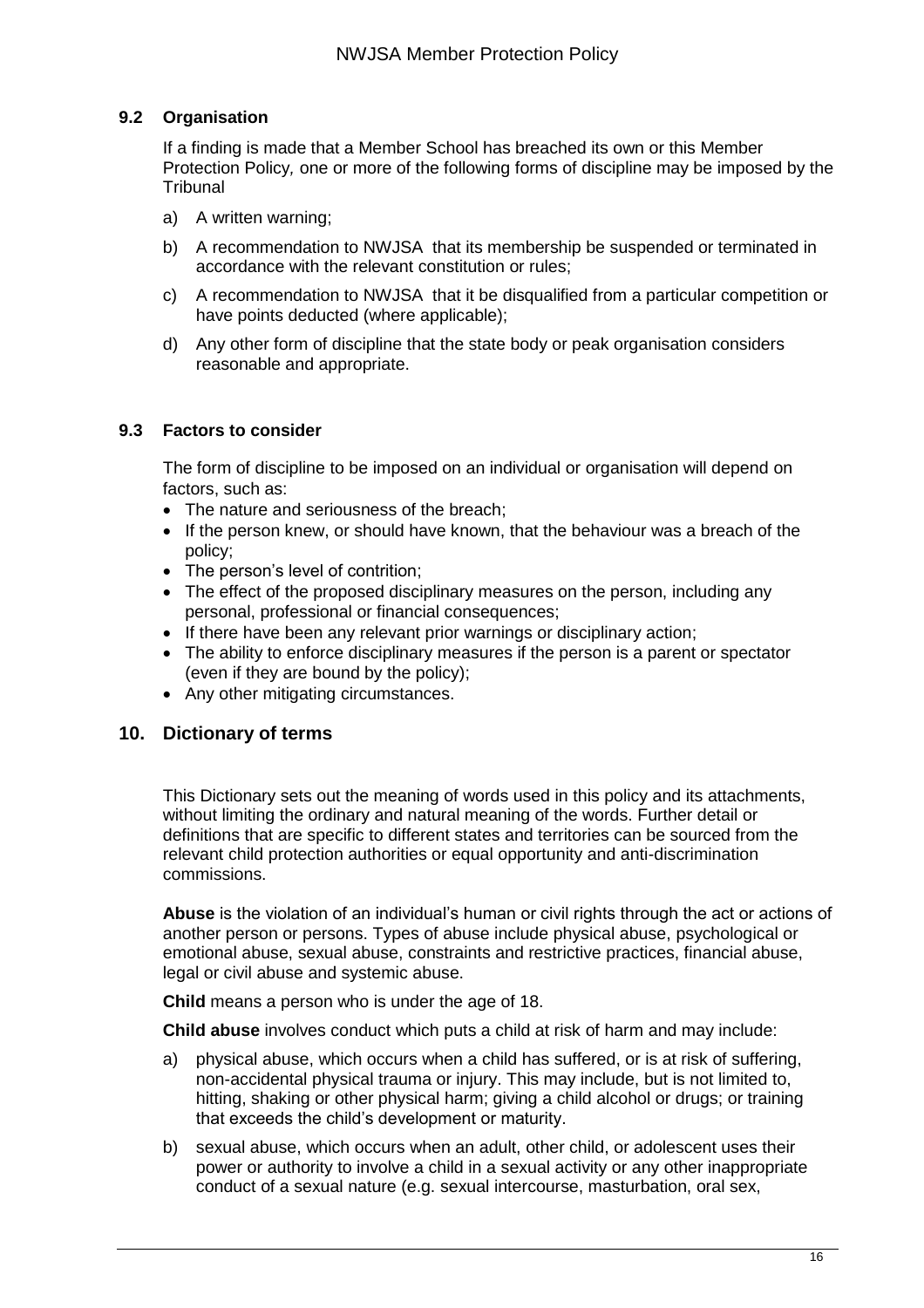### 9.2 Organisation

If a finding is made that a Member School has breached its own or this Member Protection Policy*,* one or more of the following forms of discipline may be imposed by the Tribunal

a) A written warning;

b) A recommendation to NWJSA that its membership be suspended or terminated in accordance with the relevant constitution or rules;

c) A recommendation to NWJSA that it be disqualified from a particular competition or have points deducted (where applicable);

d) Any other form of discipline that the state body or peak organisation considers reasonable and appropriate.

### 9.3 Factors to consider

The form of discipline to be imposed on an individual or organisation will depend on factors, such as:

- The nature and seriousness of the breach;
- If the person knew, or should have known, that the behaviour was a breach of the policy;
- The person's level of contrition;
- The effect of the proposed disciplinary measures on the person, including any personal, professional or financial consequences;
- If there have been any relevant prior warnings or disciplinary action;
- The ability to enforce disciplinary measures if the person is a parent or spectator (even if they are bound by the policy);
- Any other mitigating circumstances.

## 10. Dictionary of terms

This Dictionary sets out the meaning of words used in this policy and its attachments, without limiting the ordinary and natural meaning of the words. Further detail or definitions that are specific to different states and territories can be sourced from the relevant child protection authorities or equal opportunity and anti-discrimination commissions.

**Abuse** is the violation of an individual's human or civil rights through the act or actions of another person or persons. Types of abuse include physical abuse, psychological or emotional abuse, sexual abuse, constraints and restrictive practices, financial abuse, legal or civil abuse and systemic abuse.

**Child** means a person who is under the age of 18.

**Child abuse** involves conduct which puts a child at risk of harm and may include:

a) physical abuse, which occurs when a child has suffered, or is at risk of suffering, non-accidental physical trauma or injury. This may include, but is not limited to, hitting, shaking or other physical harm; giving a child alcohol or drugs; or training that exceeds the child's development or maturity.

b) sexual abuse, which occurs when an adult, other child, or adolescent uses their power or authority to involve a child in a sexual activity or any other inappropriate conduct of a sexual nature (e.g. sexual intercourse, masturbation, oral sex,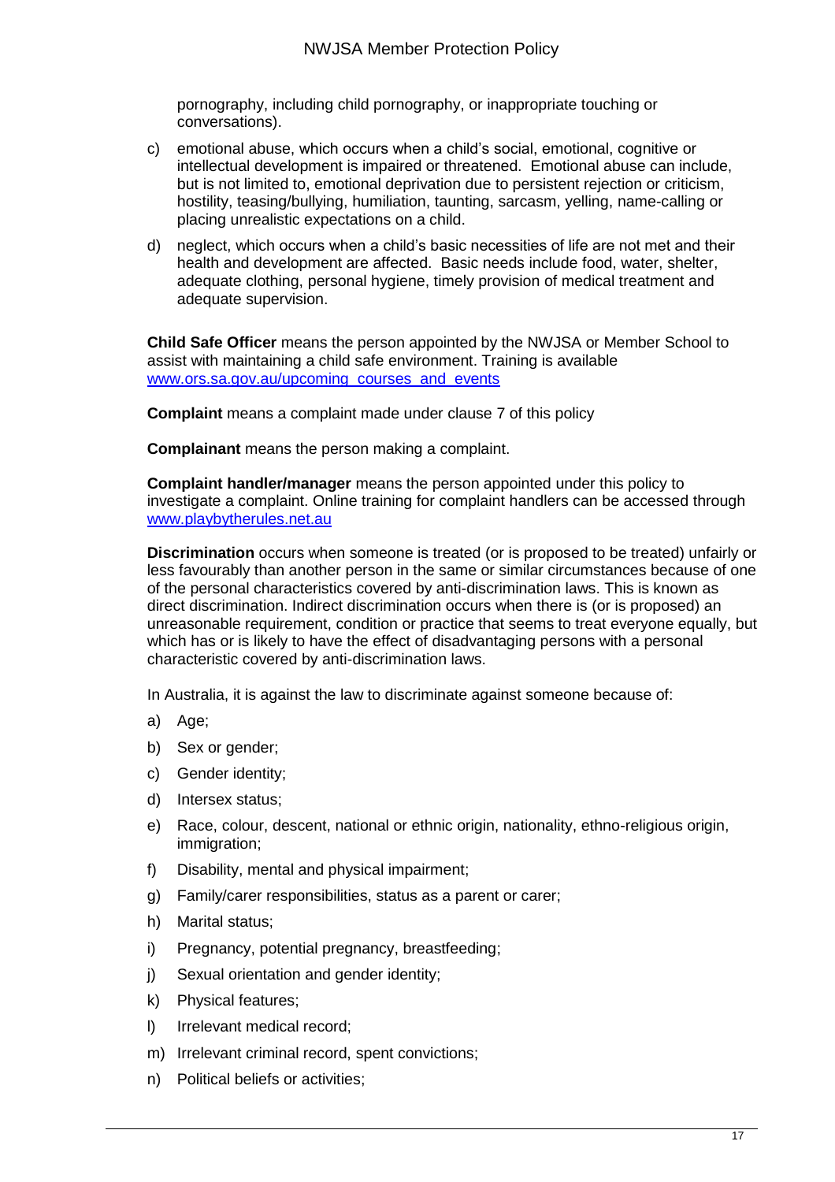pornography, including child pornography, or inappropriate touching or conversations).

c) emotional abuse, which occurs when a child's social, emotional, cognitive or intellectual development is impaired or threatened. Emotional abuse can include, but is not limited to, emotional deprivation due to persistent rejection or criticism, hostility, teasing/bullying, humiliation, taunting, sarcasm, yelling, name-calling or placing unrealistic expectations on a child.

d) neglect, which occurs when a child's basic necessities of life are not met and their health and development are affected. Basic needs include food, water, shelter, adequate clothing, personal hygiene, timely provision of medical treatment and adequate supervision.

**Child Safe Officer** means the person appointed by the NWJSA or Member School to assist with maintaining a child safe environment. Training is available www.ors.sa.gov.au/upcoming_courses_and_events

**Complaint** means a complaint made under clause 7 of this policy

**Complainant** means the person making a complaint.

**Complaint handler/manager** means the person appointed under this policy to investigate a complaint. Online training for complaint handlers can be accessed through www.playbytherules.net.au

**Discrimination** occurs when someone is treated (or is proposed to be treated) unfairly or less favourably than another person in the same or similar circumstances because of one of the personal characteristics covered by anti-discrimination laws. This is known as direct discrimination. Indirect discrimination occurs when there is (or is proposed) an unreasonable requirement, condition or practice that seems to treat everyone equally, but which has or is likely to have the effect of disadvantaging persons with a personal characteristic covered by anti-discrimination laws.

In Australia, it is against the law to discriminate against someone because of:

a) Age;
b) Sex or gender;
c) Gender identity;
d) Intersex status;
e) Race, colour, descent, national or ethnic origin, nationality, ethno-religious origin, immigration;
f) Disability, mental and physical impairment;
g) Family/carer responsibilities, status as a parent or carer;
h) Marital status;
i) Pregnancy, potential pregnancy, breastfeeding;
j) Sexual orientation and gender identity;
k) Physical features;
l) Irrelevant medical record;
m) Irrelevant criminal record, spent convictions;
n) Political beliefs or activities;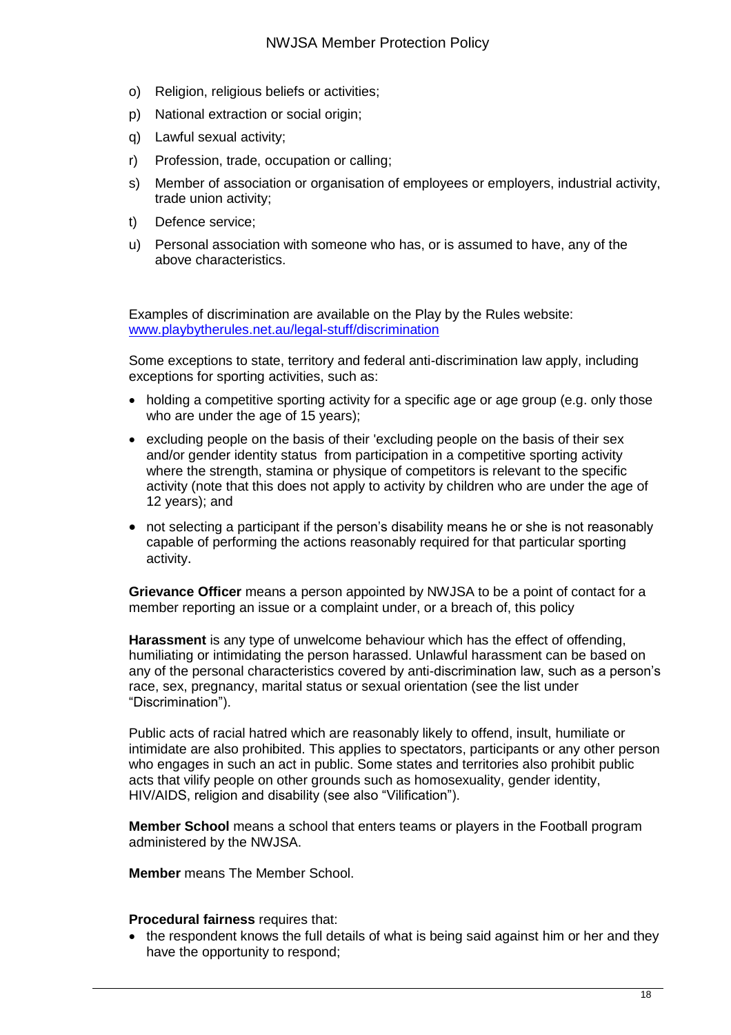o) Religion, religious beliefs or activities;
p) National extraction or social origin;
q) Lawful sexual activity;
r) Profession, trade, occupation or calling;
s) Member of association or organisation of employees or employers, industrial activity, trade union activity;
t) Defence service;
u) Personal association with someone who has, or is assumed to have, any of the above characteristics.

Examples of discrimination are available on the Play by the Rules website: [www.playbytherules.net.au/legal-stuff/discrimination](http://www.playbytherules.net.au/legal-stuff/discrimination)

Some exceptions to state, territory and federal anti-discrimination law apply, including exceptions for sporting activities, such as:

- holding a competitive sporting activity for a specific age or age group (e.g. only those who are under the age of 15 years);
- excluding people on the basis of their 'excluding people on the basis of their sex and/or gender identity status from participation in a competitive sporting activity where the strength, stamina or physique of competitors is relevant to the specific activity (note that this does not apply to activity by children who are under the age of 12 years); and
- not selecting a participant if the person's disability means he or she is not reasonably capable of performing the actions reasonably required for that particular sporting activity.

**Grievance Officer** means a person appointed by NWJSA to be a point of contact for a member reporting an issue or a complaint under, or a breach of, this policy

**Harassment** is any type of unwelcome behaviour which has the effect of offending, humiliating or intimidating the person harassed. Unlawful harassment can be based on any of the personal characteristics covered by anti-discrimination law, such as a person's race, sex, pregnancy, marital status or sexual orientation (see the list under "Discrimination").

Public acts of racial hatred which are reasonably likely to offend, insult, humiliate or intimidate are also prohibited. This applies to spectators, participants or any other person who engages in such an act in public. Some states and territories also prohibit public acts that vilify people on other grounds such as homosexuality, gender identity, HIV/AIDS, religion and disability (see also "Vilification").

**Member School** means a school that enters teams or players in the Football program administered by the NWJSA.

**Member** means The Member School.

**Procedural fairness** requires that:

- the respondent knows the full details of what is being said against him or her and they have the opportunity to respond;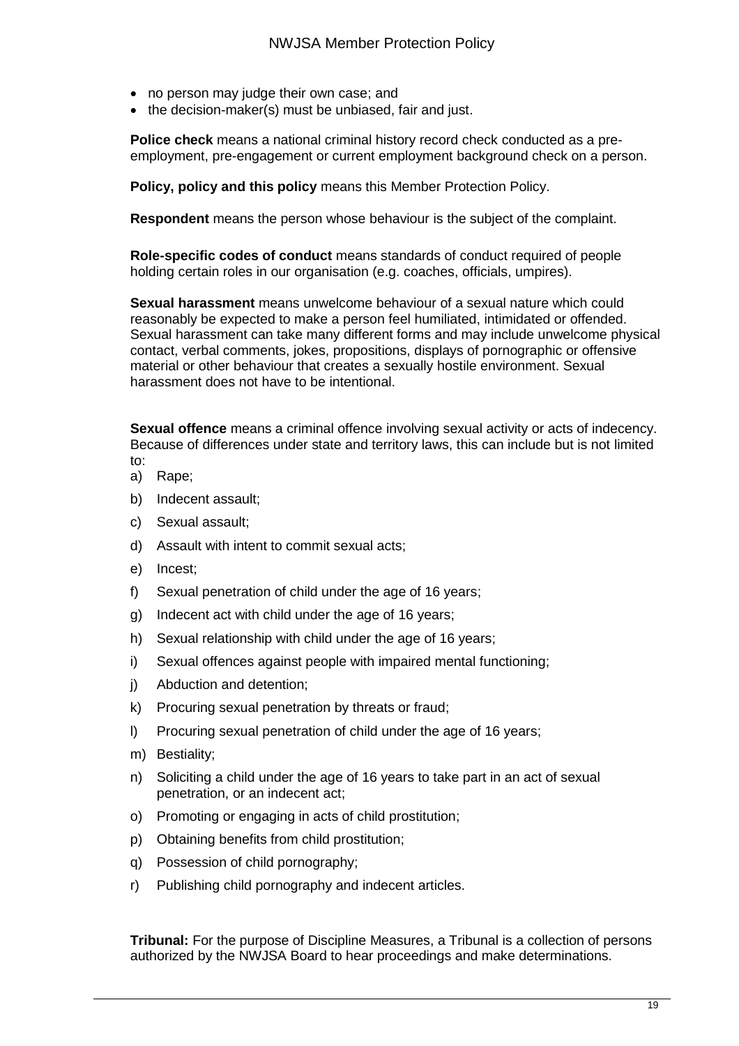- no person may judge their own case; and
- the decision-maker(s) must be unbiased, fair and just.

**Police check** means a national criminal history record check conducted as a pre-employment, pre-engagement or current employment background check on a person.

**Policy, policy and this policy** means this Member Protection Policy.

**Respondent** means the person whose behaviour is the subject of the complaint.

**Role-specific codes of conduct** means standards of conduct required of people holding certain roles in our organisation (e.g. coaches, officials, umpires).

**Sexual harassment** means unwelcome behaviour of a sexual nature which could reasonably be expected to make a person feel humiliated, intimidated or offended. Sexual harassment can take many different forms and may include unwelcome physical contact, verbal comments, jokes, propositions, displays of pornographic or offensive material or other behaviour that creates a sexually hostile environment. Sexual harassment does not have to be intentional.

**Sexual offence** means a criminal offence involving sexual activity or acts of indecency. Because of differences under state and territory laws, this can include but is not limited to:

a) Rape;
b) Indecent assault;
c) Sexual assault;
d) Assault with intent to commit sexual acts;
e) Incest;
f) Sexual penetration of child under the age of 16 years;
g) Indecent act with child under the age of 16 years;
h) Sexual relationship with child under the age of 16 years;
i) Sexual offences against people with impaired mental functioning;
j) Abduction and detention;
k) Procuring sexual penetration by threats or fraud;
l) Procuring sexual penetration of child under the age of 16 years;
m) Bestiality;
n) Soliciting a child under the age of 16 years to take part in an act of sexual penetration, or an indecent act;
o) Promoting or engaging in acts of child prostitution;
p) Obtaining benefits from child prostitution;
q) Possession of child pornography;
r) Publishing child pornography and indecent articles.

**Tribunal:** For the purpose of Discipline Measures, a Tribunal is a collection of persons authorized by the NWJSA Board to hear proceedings and make determinations.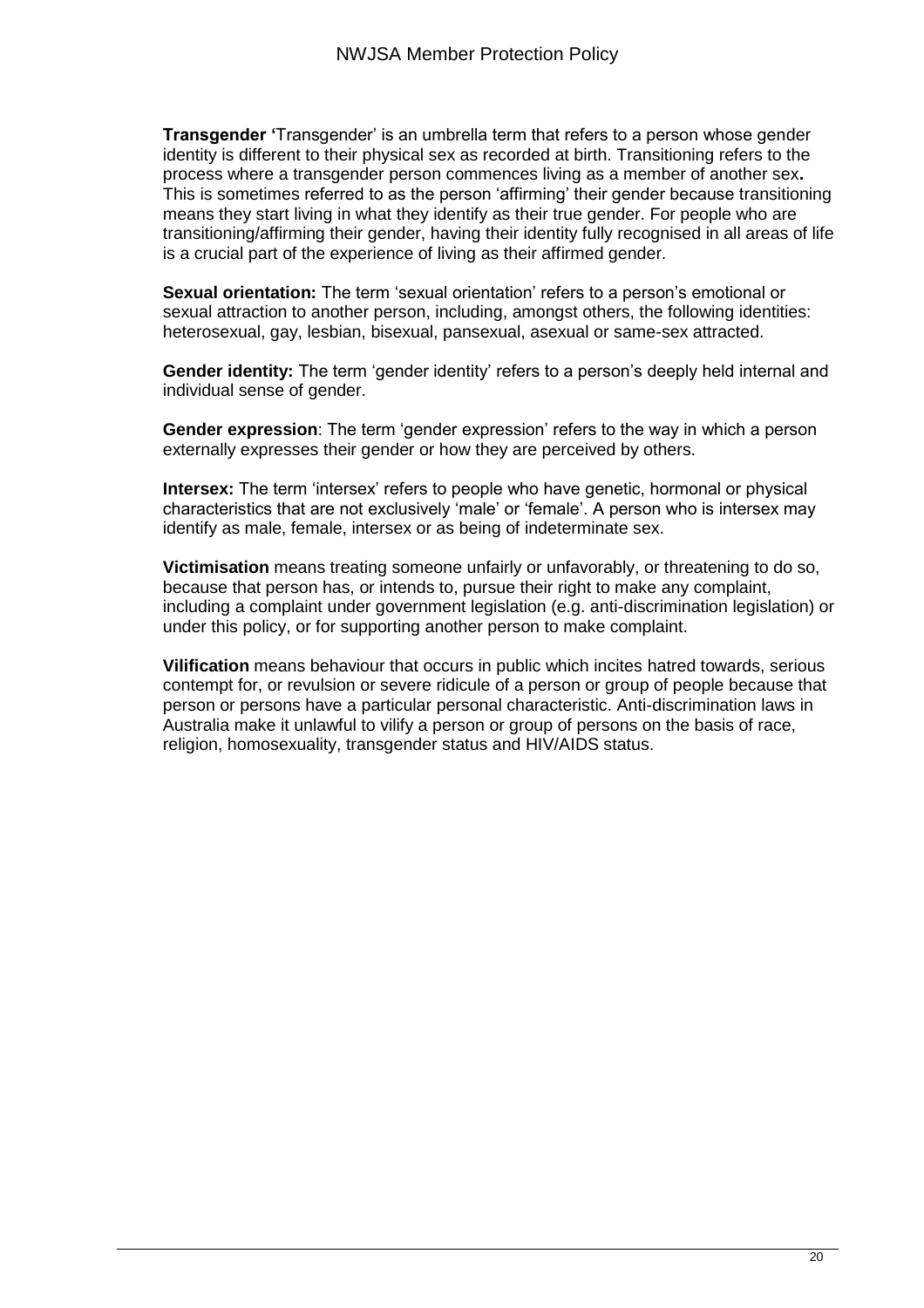**Transgender '**Transgender' is an umbrella term that refers to a person whose gender identity is different to their physical sex as recorded at birth. Transitioning refers to the process where a transgender person commences living as a member of another sex**.** This is sometimes referred to as the person 'affirming' their gender because transitioning means they start living in what they identify as their true gender. For people who are transitioning/affirming their gender, having their identity fully recognised in all areas of life is a crucial part of the experience of living as their affirmed gender.

**Sexual orientation:** The term 'sexual orientation' refers to a person's emotional or sexual attraction to another person, including, amongst others, the following identities: heterosexual, gay, lesbian, bisexual, pansexual, asexual or same-sex attracted.

**Gender identity:** The term 'gender identity' refers to a person's deeply held internal and individual sense of gender.

**Gender expression**: The term 'gender expression' refers to the way in which a person externally expresses their gender or how they are perceived by others.

**Intersex:** The term 'intersex' refers to people who have genetic, hormonal or physical characteristics that are not exclusively 'male' or 'female'. A person who is intersex may identify as male, female, intersex or as being of indeterminate sex.

**Victimisation** means treating someone unfairly or unfavorably, or threatening to do so, because that person has, or intends to, pursue their right to make any complaint, including a complaint under government legislation (e.g. anti-discrimination legislation) or under this policy, or for supporting another person to make complaint.

**Vilification** means behaviour that occurs in public which incites hatred towards, serious contempt for, or revulsion or severe ridicule of a person or group of people because that person or persons have a particular personal characteristic. Anti-discrimination laws in Australia make it unlawful to vilify a person or group of persons on the basis of race, religion, homosexuality, transgender status and HIV/AIDS status.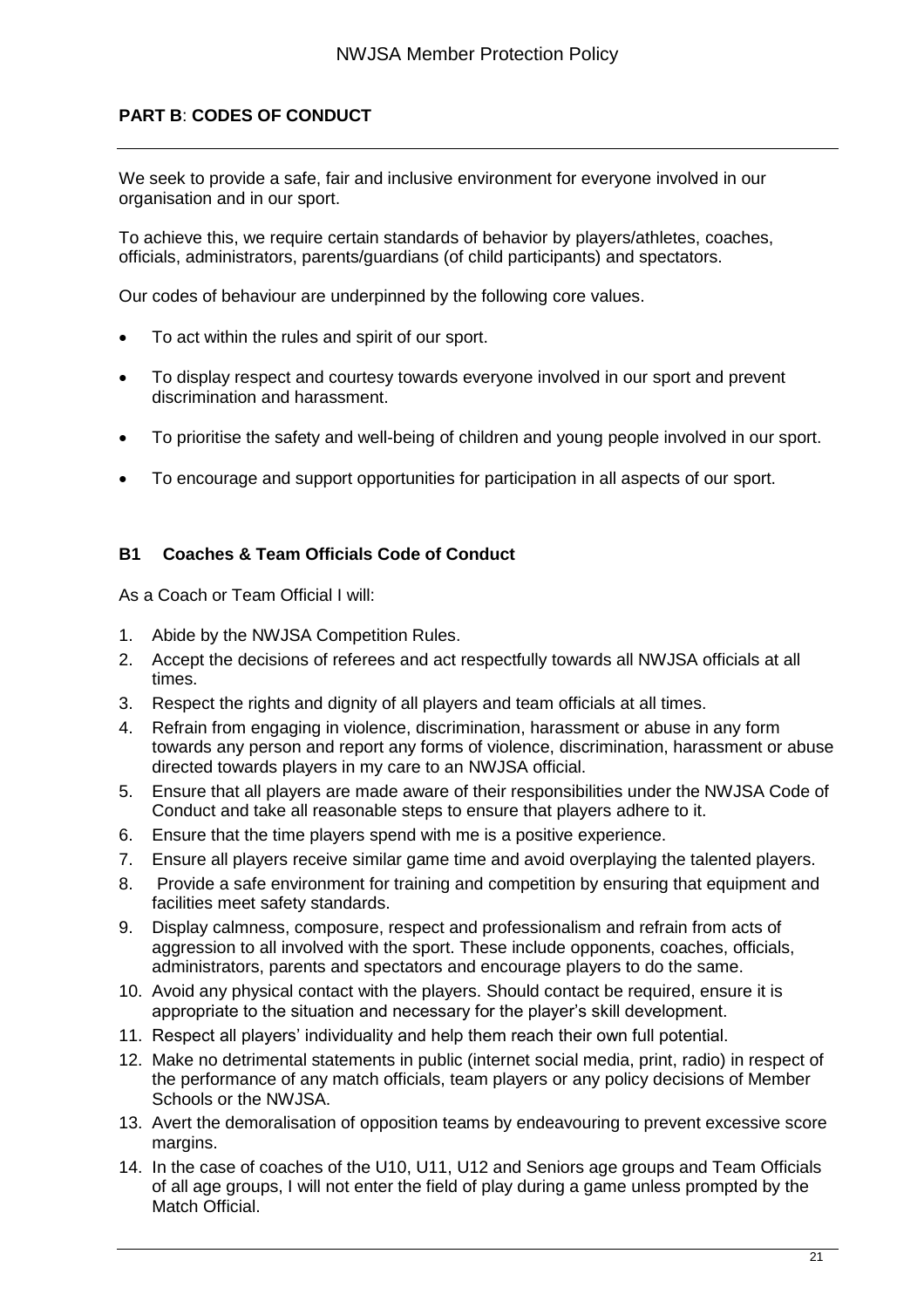## PART B: CODES OF CONDUCT

We seek to provide a safe, fair and inclusive environment for everyone involved in our organisation and in our sport.

To achieve this, we require certain standards of behavior by players/athletes, coaches, officials, administrators, parents/guardians (of child participants) and spectators.

Our codes of behaviour are underpinned by the following core values.

- To act within the rules and spirit of our sport.
- To display respect and courtesy towards everyone involved in our sport and prevent discrimination and harassment.
- To prioritise the safety and well-being of children and young people involved in our sport.
- To encourage and support opportunities for participation in all aspects of our sport.

### B1 Coaches & Team Officials Code of Conduct

As a Coach or Team Official I will:

1. Abide by the NWJSA Competition Rules.
2. Accept the decisions of referees and act respectfully towards all NWJSA officials at all times.
3. Respect the rights and dignity of all players and team officials at all times.
4. Refrain from engaging in violence, discrimination, harassment or abuse in any form towards any person and report any forms of violence, discrimination, harassment or abuse directed towards players in my care to an NWJSA official.
5. Ensure that all players are made aware of their responsibilities under the NWJSA Code of Conduct and take all reasonable steps to ensure that players adhere to it.
6. Ensure that the time players spend with me is a positive experience.
7. Ensure all players receive similar game time and avoid overplaying the talented players.
8. Provide a safe environment for training and competition by ensuring that equipment and facilities meet safety standards.
9. Display calmness, composure, respect and professionalism and refrain from acts of aggression to all involved with the sport. These include opponents, coaches, officials, administrators, parents and spectators and encourage players to do the same.
10. Avoid any physical contact with the players. Should contact be required, ensure it is appropriate to the situation and necessary for the player's skill development.
11. Respect all players' individuality and help them reach their own full potential.
12. Make no detrimental statements in public (internet social media, print, radio) in respect of the performance of any match officials, team players or any policy decisions of Member Schools or the NWJSA.
13. Avert the demoralisation of opposition teams by endeavouring to prevent excessive score margins.
14. In the case of coaches of the U10, U11, U12 and Seniors age groups and Team Officials of all age groups, I will not enter the field of play during a game unless prompted by the Match Official.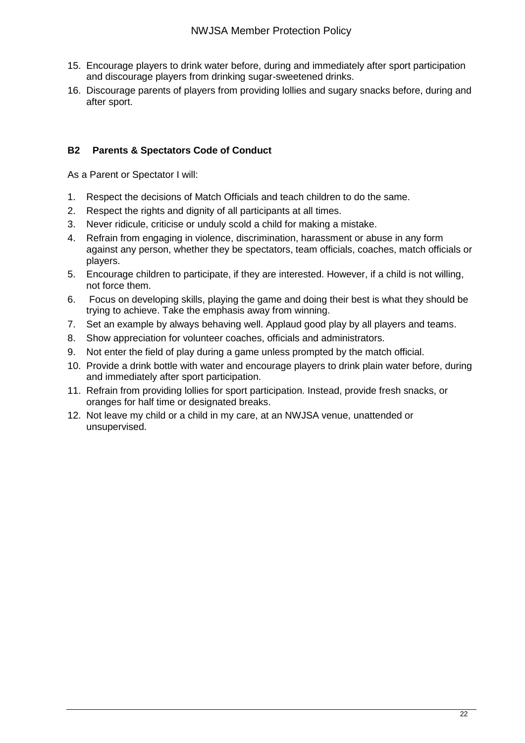15. Encourage players to drink water before, during and immediately after sport participation and discourage players from drinking sugar-sweetened drinks.
16. Discourage parents of players from providing lollies and sugary snacks before, during and after sport.

### B2 Parents & Spectators Code of Conduct

As a Parent or Spectator I will:

1. Respect the decisions of Match Officials and teach children to do the same.
2. Respect the rights and dignity of all participants at all times.
3. Never ridicule, criticise or unduly scold a child for making a mistake.
4. Refrain from engaging in violence, discrimination, harassment or abuse in any form against any person, whether they be spectators, team officials, coaches, match officials or players.
5. Encourage children to participate, if they are interested. However, if a child is not willing, not force them.
6. Focus on developing skills, playing the game and doing their best is what they should be trying to achieve. Take the emphasis away from winning.
7. Set an example by always behaving well. Applaud good play by all players and teams.
8. Show appreciation for volunteer coaches, officials and administrators.
9. Not enter the field of play during a game unless prompted by the match official.
10. Provide a drink bottle with water and encourage players to drink plain water before, during and immediately after sport participation.
11. Refrain from providing lollies for sport participation. Instead, provide fresh snacks, or oranges for half time or designated breaks.
12. Not leave my child or a child in my care, at an NWJSA venue, unattended or unsupervised.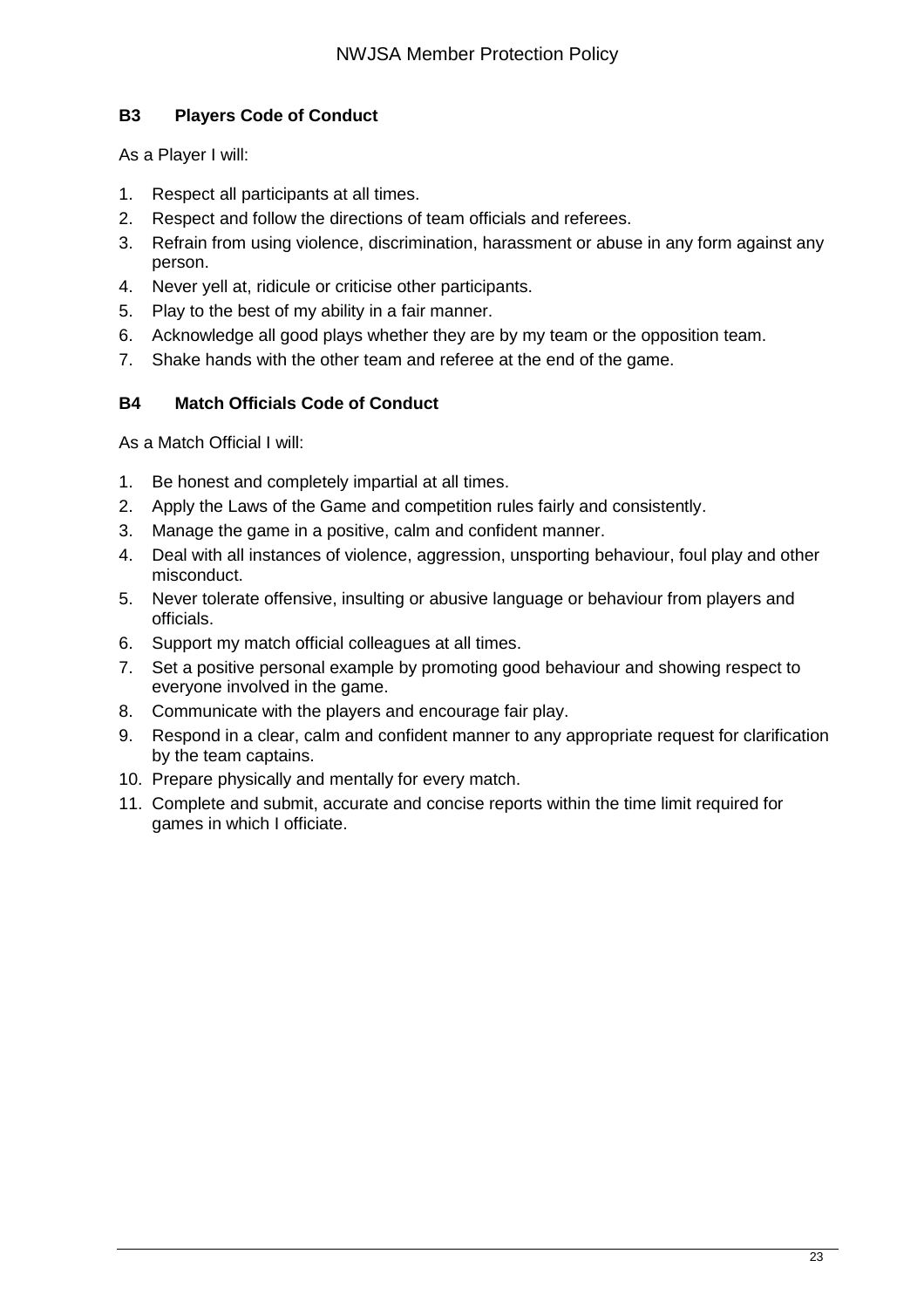### B3 Players Code of Conduct

As a Player I will:

1. Respect all participants at all times.
2. Respect and follow the directions of team officials and referees.
3. Refrain from using violence, discrimination, harassment or abuse in any form against any person.
4. Never yell at, ridicule or criticise other participants.
5. Play to the best of my ability in a fair manner.
6. Acknowledge all good plays whether they are by my team or the opposition team.
7. Shake hands with the other team and referee at the end of the game.

### B4 Match Officials Code of Conduct

As a Match Official I will:

1. Be honest and completely impartial at all times.
2. Apply the Laws of the Game and competition rules fairly and consistently.
3. Manage the game in a positive, calm and confident manner.
4. Deal with all instances of violence, aggression, unsporting behaviour, foul play and other misconduct.
5. Never tolerate offensive, insulting or abusive language or behaviour from players and officials.
6. Support my match official colleagues at all times.
7. Set a positive personal example by promoting good behaviour and showing respect to everyone involved in the game.
8. Communicate with the players and encourage fair play.
9. Respond in a clear, calm and confident manner to any appropriate request for clarification by the team captains.
10. Prepare physically and mentally for every match.
11. Complete and submit, accurate and concise reports within the time limit required for games in which I officiate.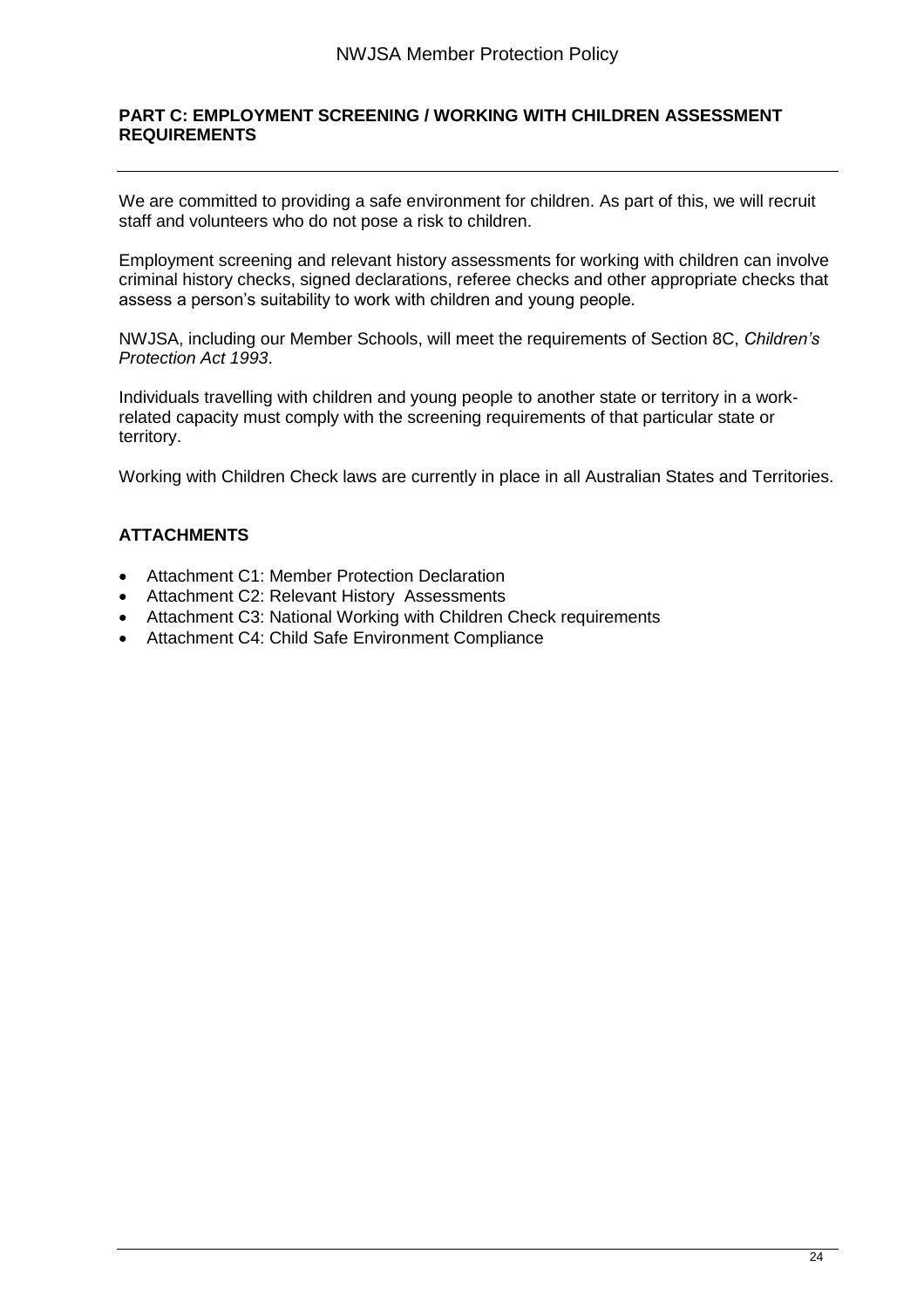## PART C: EMPLOYMENT SCREENING / WORKING WITH CHILDREN ASSESSMENT REQUIREMENTS

We are committed to providing a safe environment for children. As part of this, we will recruit staff and volunteers who do not pose a risk to children.

Employment screening and relevant history assessments for working with children can involve criminal history checks, signed declarations, referee checks and other appropriate checks that assess a person's suitability to work with children and young people.

NWJSA, including our Member Schools, will meet the requirements of Section 8C, *Children's Protection Act 1993*.

Individuals travelling with children and young people to another state or territory in a work-related capacity must comply with the screening requirements of that particular state or territory.

Working with Children Check laws are currently in place in all Australian States and Territories.

### ATTACHMENTS

- Attachment C1: Member Protection Declaration
- Attachment C2: Relevant History Assessments
- Attachment C3: National Working with Children Check requirements
- Attachment C4: Child Safe Environment Compliance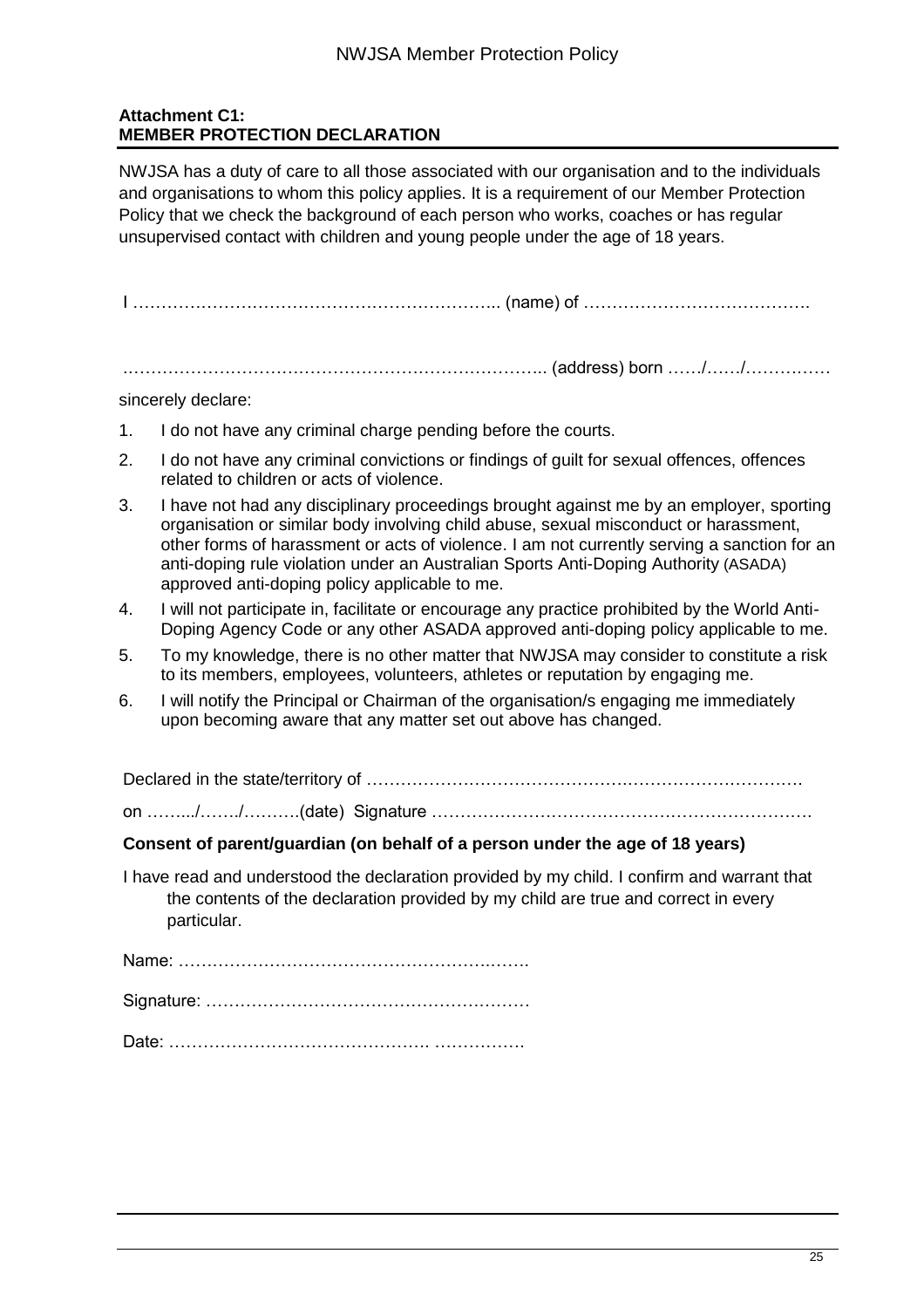**Attachment C1:**
**MEMBER PROTECTION DECLARATION**

NWJSA has a duty of care to all those associated with our organisation and to the individuals and organisations to whom this policy applies. It is a requirement of our Member Protection Policy that we check the background of each person who works, coaches or has regular unsupervised contact with children and young people under the age of 18 years.

I ……………………………………………………….. (name) of ………………………………….

……………………………………………………………….. (address) born ……/……/……………

sincerely declare:

1. I do not have any criminal charge pending before the courts.
2. I do not have any criminal convictions or findings of guilt for sexual offences, offences related to children or acts of violence.
3. I have not had any disciplinary proceedings brought against me by an employer, sporting organisation or similar body involving child abuse, sexual misconduct or harassment, other forms of harassment or acts of violence. I am not currently serving a sanction for an anti-doping rule violation under an Australian Sports Anti-Doping Authority (ASADA) approved anti-doping policy applicable to me.
4. I will not participate in, facilitate or encourage any practice prohibited by the World Anti-Doping Agency Code or any other ASADA approved anti-doping policy applicable to me.
5. To my knowledge, there is no other matter that NWJSA may consider to constitute a risk to its members, employees, volunteers, athletes or reputation by engaging me.
6. I will notify the Principal or Chairman of the organisation/s engaging me immediately upon becoming aware that any matter set out above has changed.

Declared in the state/territory of ……………………………………………………………………

on ……../……./……….(date) Signature …………………………………………………………

**Consent of parent/guardian (on behalf of a person under the age of 18 years)**

I have read and understood the declaration provided by my child. I confirm and warrant that the contents of the declaration provided by my child are true and correct in every particular.

Name: …………………………………………………….

Signature: …………………………………………………

Date: ………………………………………. …………….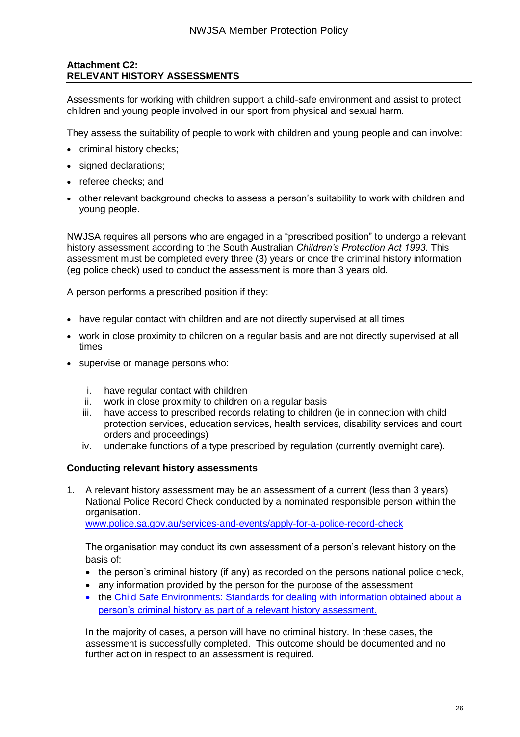**Attachment C2:**
**RELEVANT HISTORY ASSESSMENTS**

Assessments for working with children support a child-safe environment and assist to protect children and young people involved in our sport from physical and sexual harm.

They assess the suitability of people to work with children and young people and can involve:

- criminal history checks;
- signed declarations;
- referee checks; and
- other relevant background checks to assess a person's suitability to work with children and young people.

NWJSA requires all persons who are engaged in a "prescribed position" to undergo a relevant history assessment according to the South Australian *Children's Protection Act 1993.* This assessment must be completed every three (3) years or once the criminal history information (eg police check) used to conduct the assessment is more than 3 years old.

A person performs a prescribed position if they:

- have regular contact with children and are not directly supervised at all times
- work in close proximity to children on a regular basis and are not directly supervised at all times
- supervise or manage persons who:
  i. have regular contact with children
  ii. work in close proximity to children on a regular basis
  iii. have access to prescribed records relating to children (ie in connection with child protection services, education services, health services, disability services and court orders and proceedings)
  iv. undertake functions of a type prescribed by regulation (currently overnight care).

**Conducting relevant history assessments**

1. A relevant history assessment may be an assessment of a current (less than 3 years) National Police Record Check conducted by a nominated responsible person within the organisation.
   www.police.sa.gov.au/services-and-events/apply-for-a-police-record-check

   The organisation may conduct its own assessment of a person's relevant history on the basis of:

   - the person's criminal history (if any) as recorded on the persons national police check,
   - any information provided by the person for the purpose of the assessment
   - the Child Safe Environments: Standards for dealing with information obtained about a person's criminal history as part of a relevant history assessment.

   In the majority of cases, a person will have no criminal history. In these cases, the assessment is successfully completed. This outcome should be documented and no further action in respect to an assessment is required.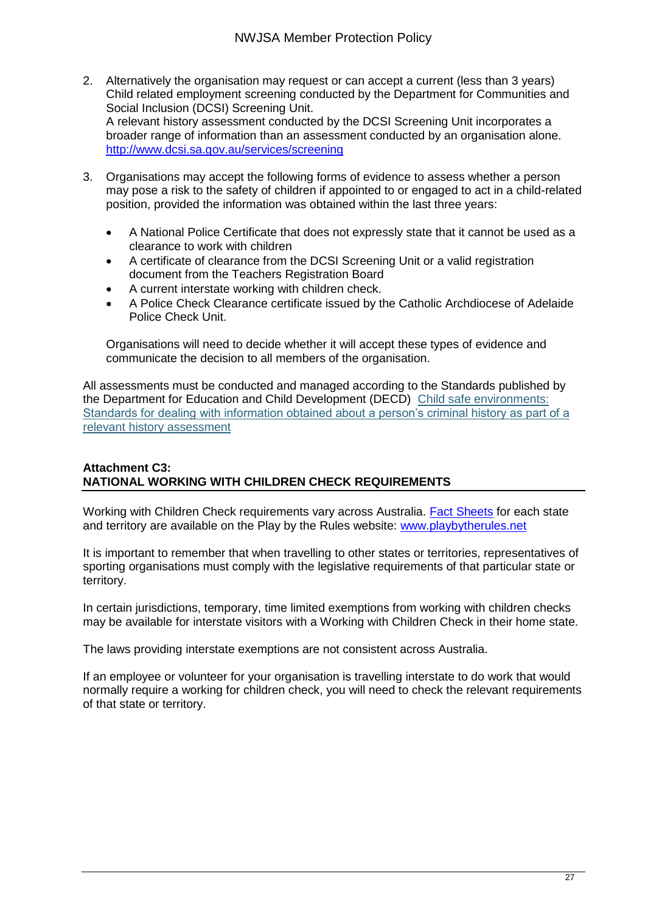2. Alternatively the organisation may request or can accept a current (less than 3 years) Child related employment screening conducted by the Department for Communities and Social Inclusion (DCSI) Screening Unit.
   A relevant history assessment conducted by the DCSI Screening Unit incorporates a broader range of information than an assessment conducted by an organisation alone.
   http://www.dcsi.sa.gov.au/services/screening

3. Organisations may accept the following forms of evidence to assess whether a person may pose a risk to the safety of children if appointed to or engaged to act in a child-related position, provided the information was obtained within the last three years:

   - A National Police Certificate that does not expressly state that it cannot be used as a clearance to work with children
   - A certificate of clearance from the DCSI Screening Unit or a valid registration document from the Teachers Registration Board
   - A current interstate working with children check.
   - A Police Check Clearance certificate issued by the Catholic Archdiocese of Adelaide Police Check Unit.

   Organisations will need to decide whether it will accept these types of evidence and communicate the decision to all members of the organisation.

All assessments must be conducted and managed according to the Standards published by the Department for Education and Child Development (DECD) Child safe environments: Standards for dealing with information obtained about a person's criminal history as part of a relevant history assessment

## Attachment C3: NATIONAL WORKING WITH CHILDREN CHECK REQUIREMENTS

Working with Children Check requirements vary across Australia. Fact Sheets for each state and territory are available on the Play by the Rules website: www.playbytherules.net

It is important to remember that when travelling to other states or territories, representatives of sporting organisations must comply with the legislative requirements of that particular state or territory.

In certain jurisdictions, temporary, time limited exemptions from working with children checks may be available for interstate visitors with a Working with Children Check in their home state.

The laws providing interstate exemptions are not consistent across Australia.

If an employee or volunteer for your organisation is travelling interstate to do work that would normally require a working for children check, you will need to check the relevant requirements of that state or territory.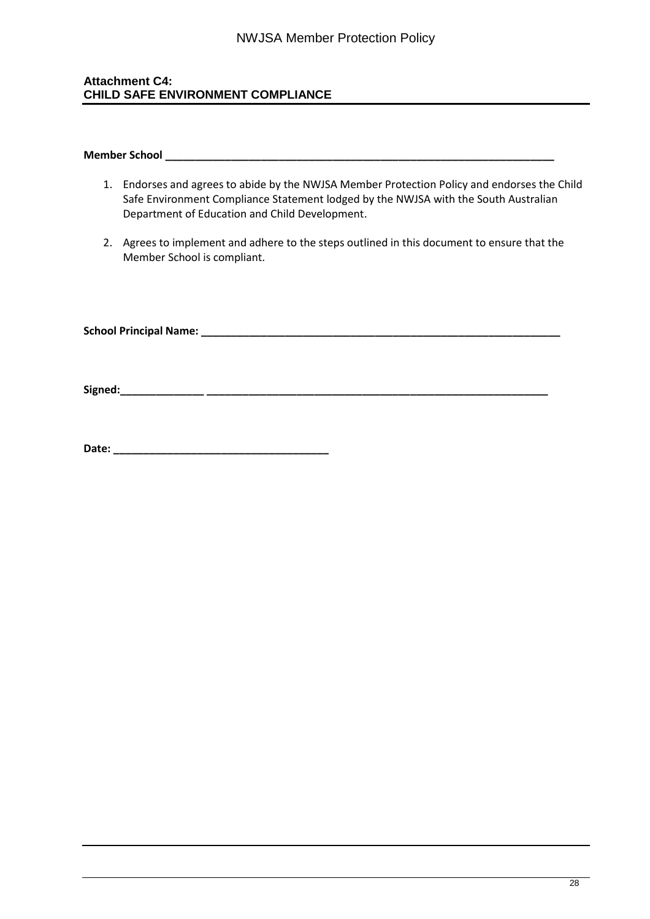### Attachment C4:
### CHILD SAFE ENVIRONMENT COMPLIANCE

**Member School** ___________________________________________________________________

1. Endorses and agrees to abide by the NWJSA Member Protection Policy and endorses the Child Safe Environment Compliance Statement lodged by the NWJSA with the South Australian Department of Education and Child Development.

2. Agrees to implement and adhere to the steps outlined in this document to ensure that the Member School is compliant.

**School Principal Name:** ___________________________________________________________

**Signed:** ______________ ___________________________________________________________

**Date:** ____________________________________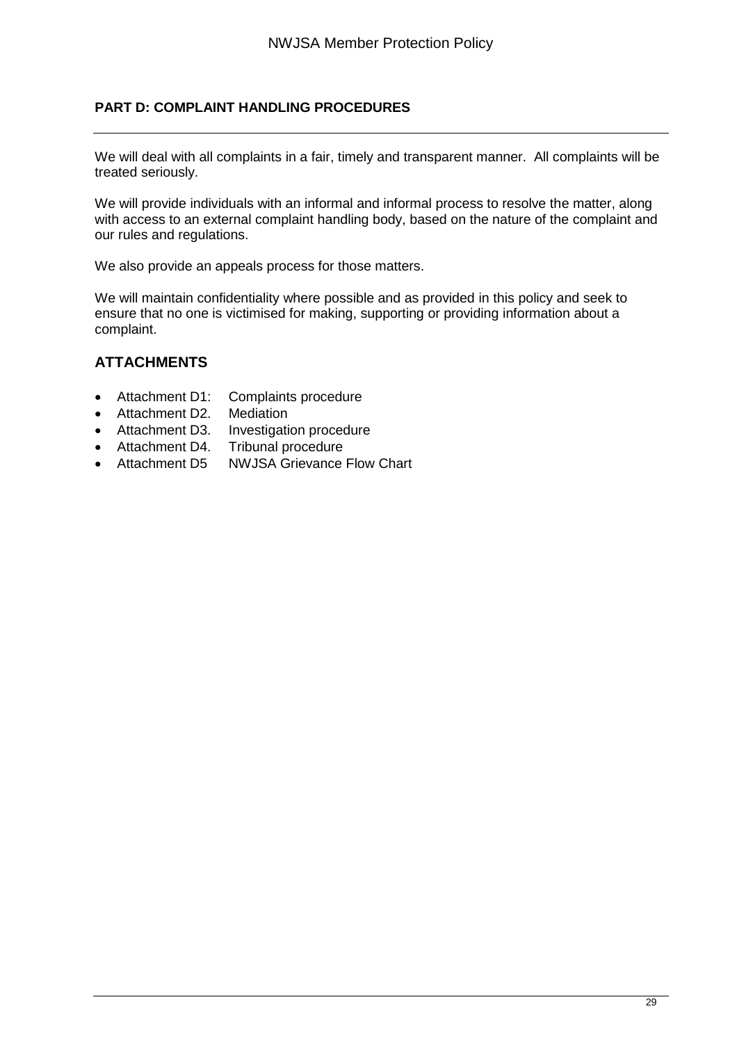## PART D: COMPLAINT HANDLING PROCEDURES

We will deal with all complaints in a fair, timely and transparent manner. All complaints will be treated seriously.

We will provide individuals with an informal and informal process to resolve the matter, along with access to an external complaint handling body, based on the nature of the complaint and our rules and regulations.

We also provide an appeals process for those matters.

We will maintain confidentiality where possible and as provided in this policy and seek to ensure that no one is victimised for making, supporting or providing information about a complaint.

## ATTACHMENTS

- Attachment D1: Complaints procedure
- Attachment D2. Mediation
- Attachment D3. Investigation procedure
- Attachment D4. Tribunal procedure
- Attachment D5 NWJSA Grievance Flow Chart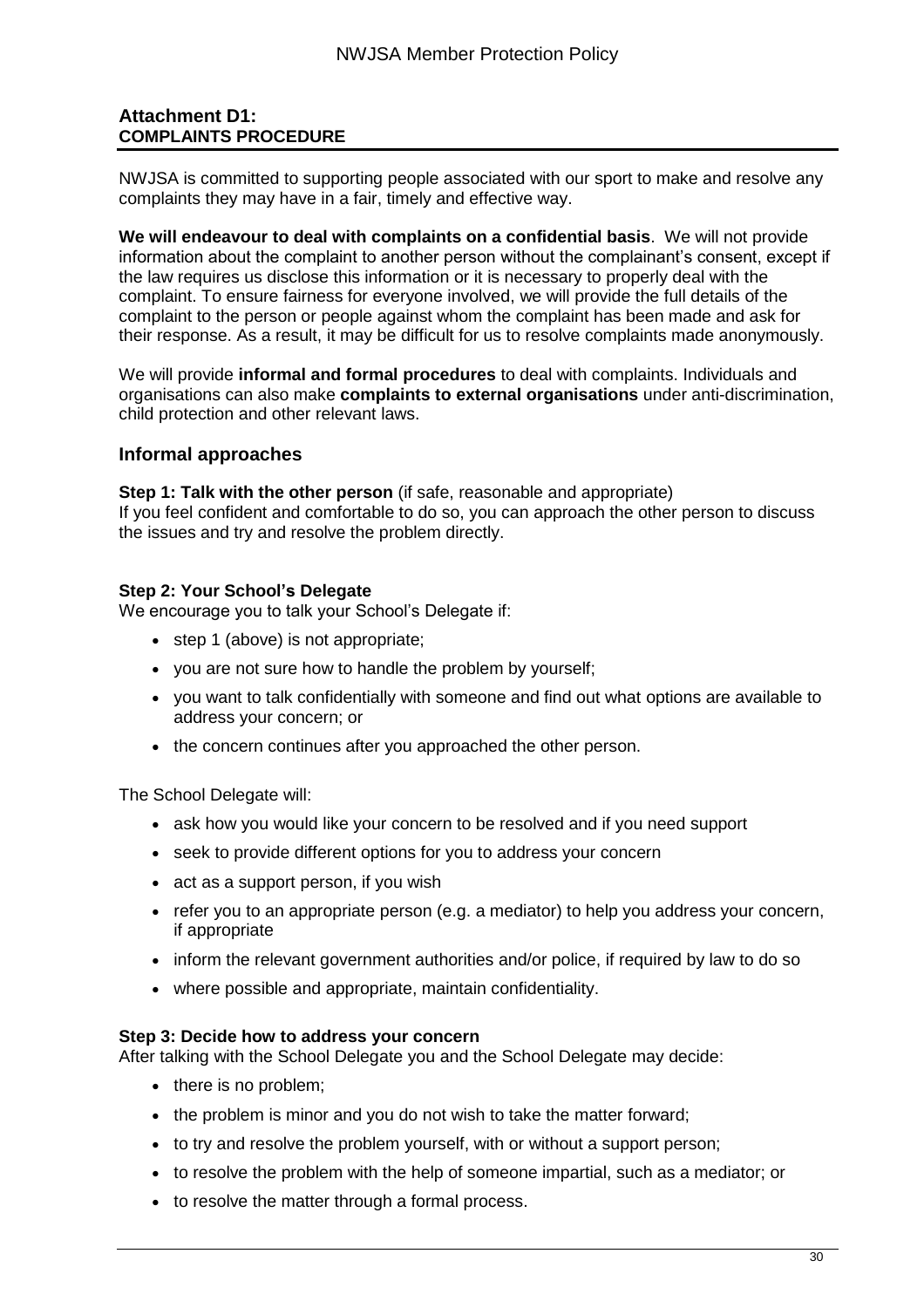## Attachment D1: COMPLAINTS PROCEDURE

NWJSA is committed to supporting people associated with our sport to make and resolve any complaints they may have in a fair, timely and effective way.

**We will endeavour to deal with complaints on a confidential basis**. We will not provide information about the complaint to another person without the complainant's consent, except if the law requires us disclose this information or it is necessary to properly deal with the complaint. To ensure fairness for everyone involved, we will provide the full details of the complaint to the person or people against whom the complaint has been made and ask for their response. As a result, it may be difficult for us to resolve complaints made anonymously.

We will provide **informal and formal procedures** to deal with complaints. Individuals and organisations can also make **complaints to external organisations** under anti-discrimination, child protection and other relevant laws.

### Informal approaches

**Step 1: Talk with the other person** (if safe, reasonable and appropriate)
If you feel confident and comfortable to do so, you can approach the other person to discuss the issues and try and resolve the problem directly.

**Step 2: Your School's Delegate**
We encourage you to talk your School's Delegate if:

- step 1 (above) is not appropriate;
- you are not sure how to handle the problem by yourself;
- you want to talk confidentially with someone and find out what options are available to address your concern; or
- the concern continues after you approached the other person.

The School Delegate will:

- ask how you would like your concern to be resolved and if you need support
- seek to provide different options for you to address your concern
- act as a support person, if you wish
- refer you to an appropriate person (e.g. a mediator) to help you address your concern, if appropriate
- inform the relevant government authorities and/or police, if required by law to do so
- where possible and appropriate, maintain confidentiality.

**Step 3: Decide how to address your concern**
After talking with the School Delegate you and the School Delegate may decide:

- there is no problem;
- the problem is minor and you do not wish to take the matter forward;
- to try and resolve the problem yourself, with or without a support person;
- to resolve the problem with the help of someone impartial, such as a mediator; or
- to resolve the matter through a formal process.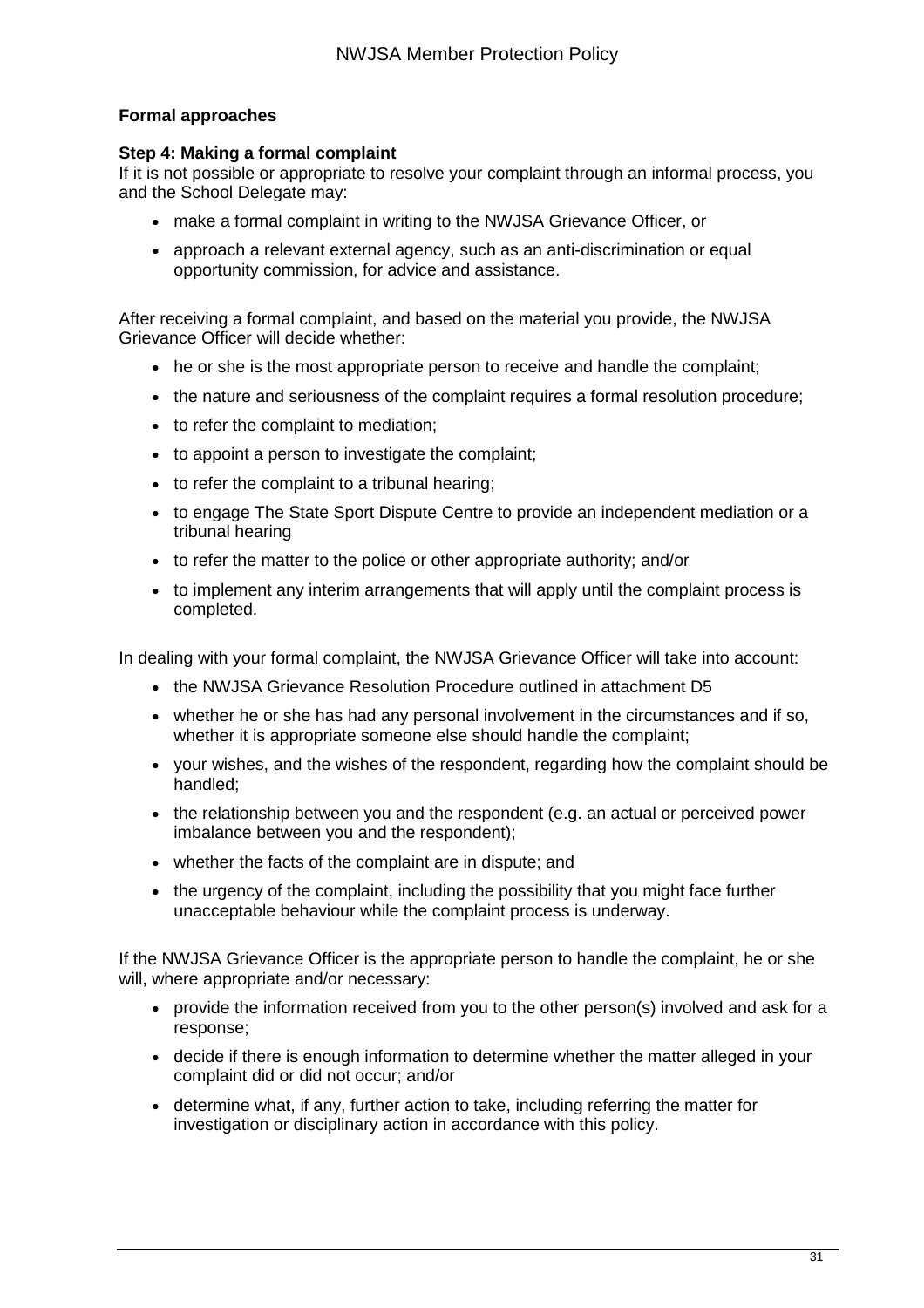### Formal approaches

**Step 4: Making a formal complaint**

If it is not possible or appropriate to resolve your complaint through an informal process, you and the School Delegate may:

- make a formal complaint in writing to the NWJSA Grievance Officer, or
- approach a relevant external agency, such as an anti-discrimination or equal opportunity commission, for advice and assistance.

After receiving a formal complaint, and based on the material you provide, the NWJSA Grievance Officer will decide whether:

- he or she is the most appropriate person to receive and handle the complaint;
- the nature and seriousness of the complaint requires a formal resolution procedure;
- to refer the complaint to mediation;
- to appoint a person to investigate the complaint;
- to refer the complaint to a tribunal hearing;
- to engage The State Sport Dispute Centre to provide an independent mediation or a tribunal hearing
- to refer the matter to the police or other appropriate authority; and/or
- to implement any interim arrangements that will apply until the complaint process is completed.

In dealing with your formal complaint, the NWJSA Grievance Officer will take into account:

- the NWJSA Grievance Resolution Procedure outlined in attachment D5
- whether he or she has had any personal involvement in the circumstances and if so, whether it is appropriate someone else should handle the complaint;
- your wishes, and the wishes of the respondent, regarding how the complaint should be handled;
- the relationship between you and the respondent (e.g. an actual or perceived power imbalance between you and the respondent);
- whether the facts of the complaint are in dispute; and
- the urgency of the complaint, including the possibility that you might face further unacceptable behaviour while the complaint process is underway.

If the NWJSA Grievance Officer is the appropriate person to handle the complaint, he or she will, where appropriate and/or necessary:

- provide the information received from you to the other person(s) involved and ask for a response;
- decide if there is enough information to determine whether the matter alleged in your complaint did or did not occur; and/or
- determine what, if any, further action to take, including referring the matter for investigation or disciplinary action in accordance with this policy.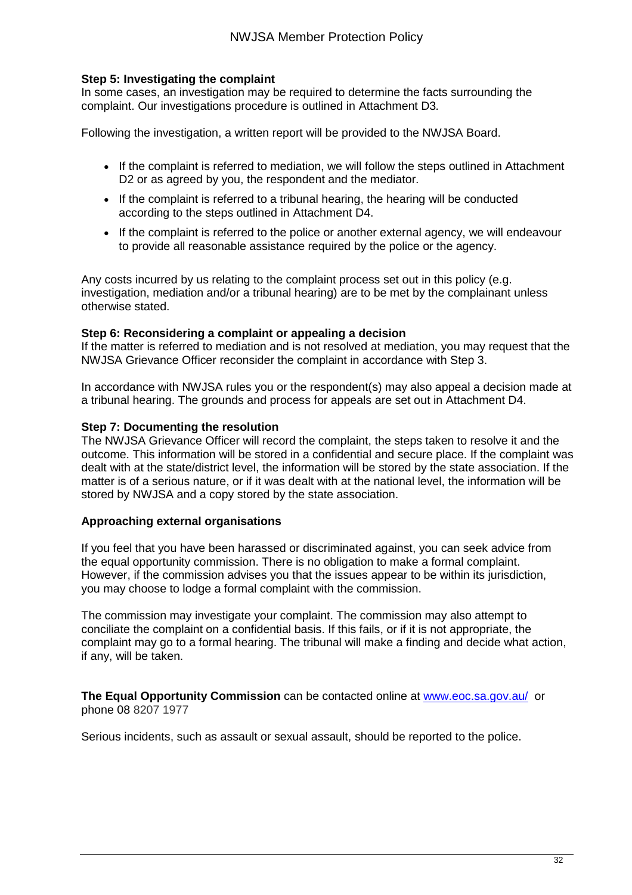**Step 5: Investigating the complaint**

In some cases, an investigation may be required to determine the facts surrounding the complaint. Our investigations procedure is outlined in Attachment D3.

Following the investigation, a written report will be provided to the NWJSA Board.

- If the complaint is referred to mediation, we will follow the steps outlined in Attachment D2 or as agreed by you, the respondent and the mediator.
- If the complaint is referred to a tribunal hearing, the hearing will be conducted according to the steps outlined in Attachment D4.
- If the complaint is referred to the police or another external agency, we will endeavour to provide all reasonable assistance required by the police or the agency.

Any costs incurred by us relating to the complaint process set out in this policy (e.g. investigation, mediation and/or a tribunal hearing) are to be met by the complainant unless otherwise stated.

**Step 6: Reconsidering a complaint or appealing a decision**

If the matter is referred to mediation and is not resolved at mediation, you may request that the NWJSA Grievance Officer reconsider the complaint in accordance with Step 3.

In accordance with NWJSA rules you or the respondent(s) may also appeal a decision made at a tribunal hearing. The grounds and process for appeals are set out in Attachment D4.

**Step 7: Documenting the resolution**

The NWJSA Grievance Officer will record the complaint, the steps taken to resolve it and the outcome. This information will be stored in a confidential and secure place. If the complaint was dealt with at the state/district level, the information will be stored by the state association. If the matter is of a serious nature, or if it was dealt with at the national level, the information will be stored by NWJSA and a copy stored by the state association.

**Approaching external organisations**

If you feel that you have been harassed or discriminated against, you can seek advice from the equal opportunity commission. There is no obligation to make a formal complaint. However, if the commission advises you that the issues appear to be within its jurisdiction, you may choose to lodge a formal complaint with the commission.

The commission may investigate your complaint. The commission may also attempt to conciliate the complaint on a confidential basis. If this fails, or if it is not appropriate, the complaint may go to a formal hearing. The tribunal will make a finding and decide what action, if any, will be taken.

**The Equal Opportunity Commission** can be contacted online at [www.eoc.sa.gov.au/](http://www.eoc.sa.gov.au/) or phone 08 8207 1977

Serious incidents, such as assault or sexual assault, should be reported to the police.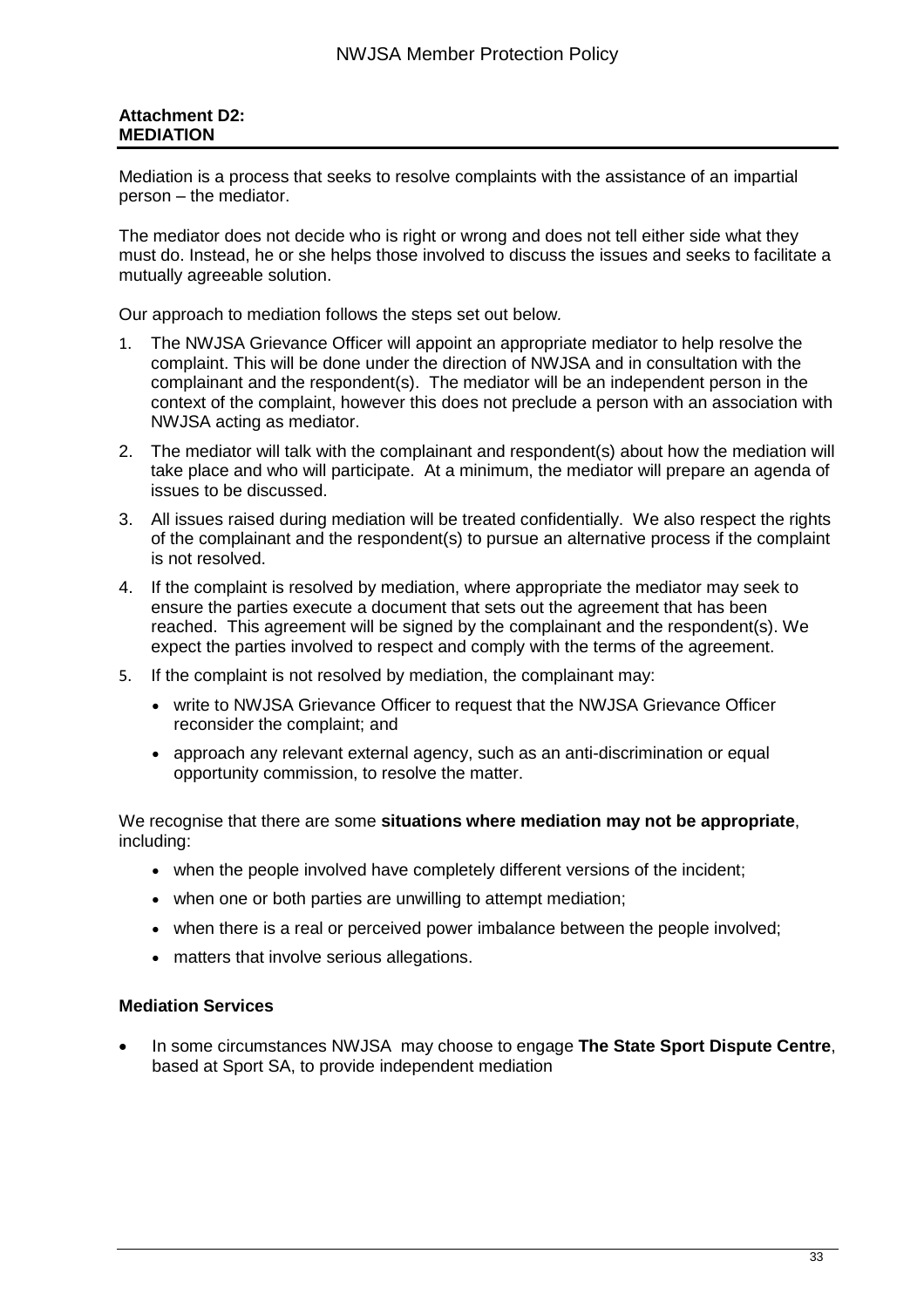## Attachment D2: MEDIATION

Mediation is a process that seeks to resolve complaints with the assistance of an impartial person – the mediator.

The mediator does not decide who is right or wrong and does not tell either side what they must do. Instead, he or she helps those involved to discuss the issues and seeks to facilitate a mutually agreeable solution.

Our approach to mediation follows the steps set out below.

1. The NWJSA Grievance Officer will appoint an appropriate mediator to help resolve the complaint. This will be done under the direction of NWJSA and in consultation with the complainant and the respondent(s). The mediator will be an independent person in the context of the complaint, however this does not preclude a person with an association with NWJSA acting as mediator.
2. The mediator will talk with the complainant and respondent(s) about how the mediation will take place and who will participate. At a minimum, the mediator will prepare an agenda of issues to be discussed.
3. All issues raised during mediation will be treated confidentially. We also respect the rights of the complainant and the respondent(s) to pursue an alternative process if the complaint is not resolved.
4. If the complaint is resolved by mediation, where appropriate the mediator may seek to ensure the parties execute a document that sets out the agreement that has been reached. This agreement will be signed by the complainant and the respondent(s). We expect the parties involved to respect and comply with the terms of the agreement.
5. If the complaint is not resolved by mediation, the complainant may:
   - write to NWJSA Grievance Officer to request that the NWJSA Grievance Officer reconsider the complaint; and
   - approach any relevant external agency, such as an anti-discrimination or equal opportunity commission, to resolve the matter.

We recognise that there are some **situations where mediation may not be appropriate**, including:

- when the people involved have completely different versions of the incident;
- when one or both parties are unwilling to attempt mediation;
- when there is a real or perceived power imbalance between the people involved;
- matters that involve serious allegations.

### Mediation Services

- In some circumstances NWJSA may choose to engage **The State Sport Dispute Centre**, based at Sport SA, to provide independent mediation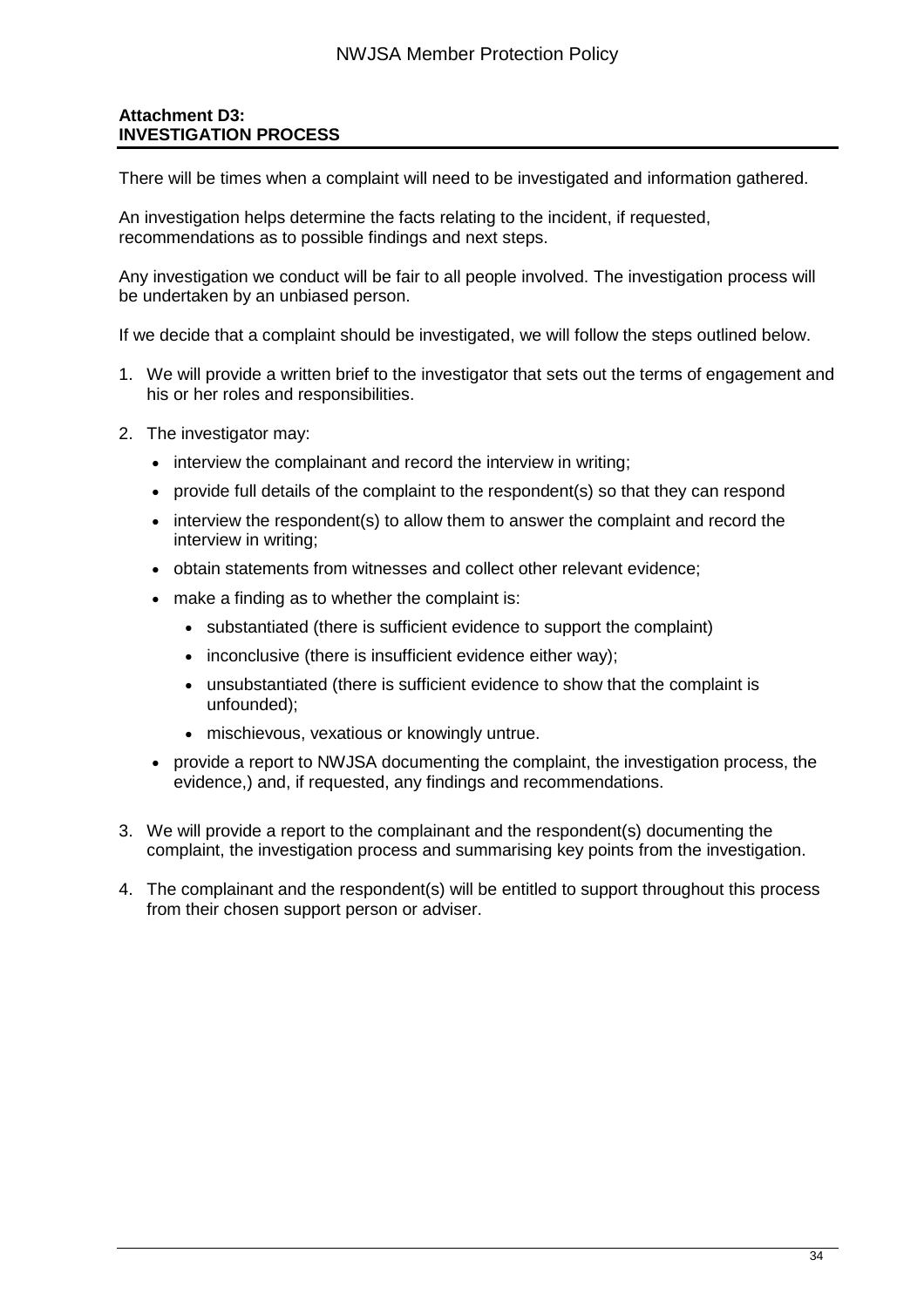**Attachment D3:**
**INVESTIGATION PROCESS**

There will be times when a complaint will need to be investigated and information gathered.

An investigation helps determine the facts relating to the incident, if requested, recommendations as to possible findings and next steps.

Any investigation we conduct will be fair to all people involved. The investigation process will be undertaken by an unbiased person.

If we decide that a complaint should be investigated, we will follow the steps outlined below.

1. We will provide a written brief to the investigator that sets out the terms of engagement and his or her roles and responsibilities.
2. The investigator may:
   - interview the complainant and record the interview in writing;
   - provide full details of the complaint to the respondent(s) so that they can respond
   - interview the respondent(s) to allow them to answer the complaint and record the interview in writing;
   - obtain statements from witnesses and collect other relevant evidence;
   - make a finding as to whether the complaint is:
     - substantiated (there is sufficient evidence to support the complaint)
     - inconclusive (there is insufficient evidence either way);
     - unsubstantiated (there is sufficient evidence to show that the complaint is unfounded);
     - mischievous, vexatious or knowingly untrue.
   - provide a report to NWJSA documenting the complaint, the investigation process, the evidence,) and, if requested, any findings and recommendations.
3. We will provide a report to the complainant and the respondent(s) documenting the complaint, the investigation process and summarising key points from the investigation.
4. The complainant and the respondent(s) will be entitled to support throughout this process from their chosen support person or adviser.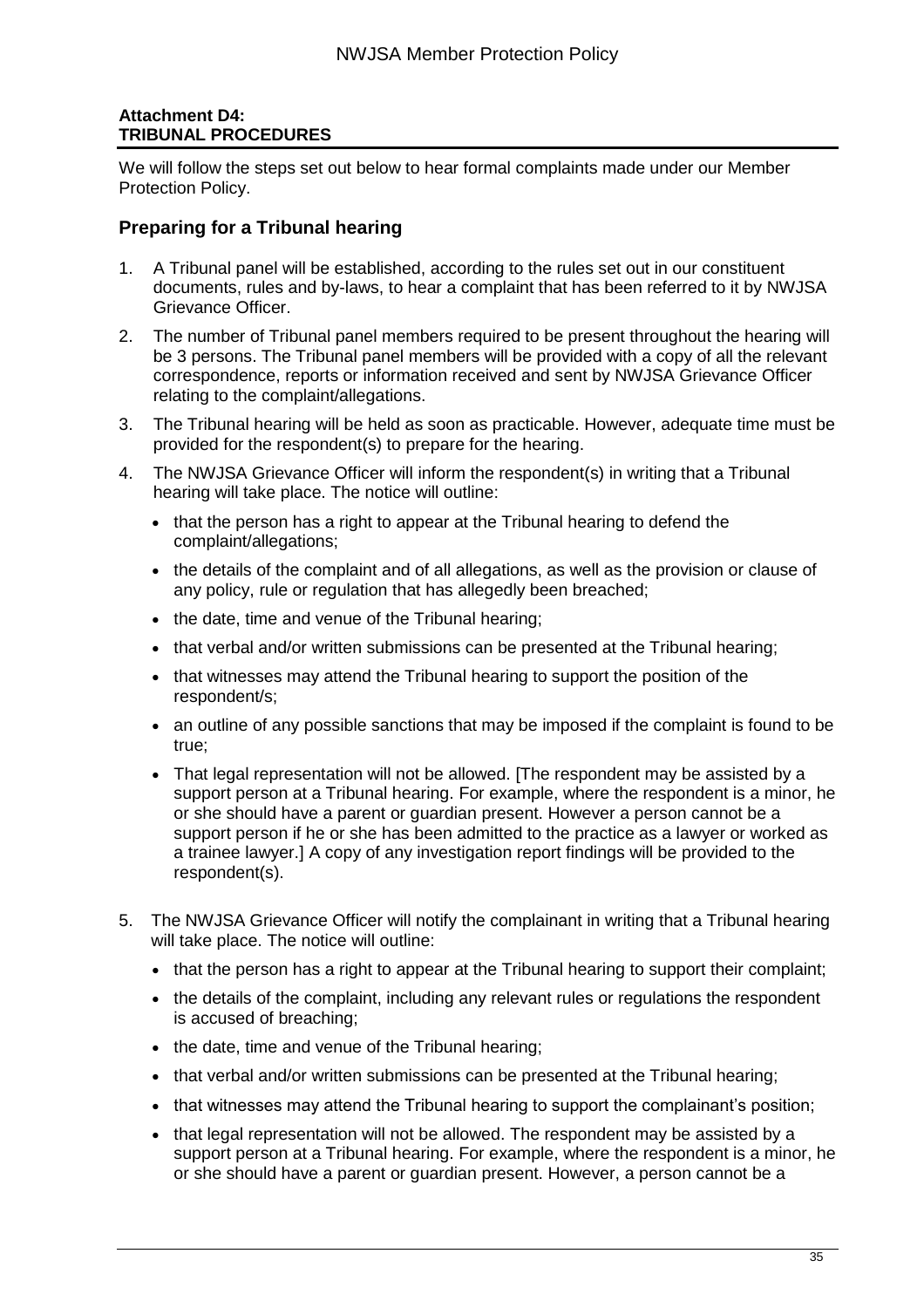**Attachment D4:**
**TRIBUNAL PROCEDURES**

We will follow the steps set out below to hear formal complaints made under our Member Protection Policy.

## Preparing for a Tribunal hearing

1. A Tribunal panel will be established, according to the rules set out in our constituent documents, rules and by-laws, to hear a complaint that has been referred to it by NWJSA Grievance Officer.
2. The number of Tribunal panel members required to be present throughout the hearing will be 3 persons. The Tribunal panel members will be provided with a copy of all the relevant correspondence, reports or information received and sent by NWJSA Grievance Officer relating to the complaint/allegations.
3. The Tribunal hearing will be held as soon as practicable. However, adequate time must be provided for the respondent(s) to prepare for the hearing.
4. The NWJSA Grievance Officer will inform the respondent(s) in writing that a Tribunal hearing will take place. The notice will outline:
   - that the person has a right to appear at the Tribunal hearing to defend the complaint/allegations;
   - the details of the complaint and of all allegations, as well as the provision or clause of any policy, rule or regulation that has allegedly been breached;
   - the date, time and venue of the Tribunal hearing;
   - that verbal and/or written submissions can be presented at the Tribunal hearing;
   - that witnesses may attend the Tribunal hearing to support the position of the respondent/s;
   - an outline of any possible sanctions that may be imposed if the complaint is found to be true;
   - That legal representation will not be allowed. [The respondent may be assisted by a support person at a Tribunal hearing. For example, where the respondent is a minor, he or she should have a parent or guardian present. However a person cannot be a support person if he or she has been admitted to the practice as a lawyer or worked as a trainee lawyer.] A copy of any investigation report findings will be provided to the respondent(s).
5. The NWJSA Grievance Officer will notify the complainant in writing that a Tribunal hearing will take place. The notice will outline:
   - that the person has a right to appear at the Tribunal hearing to support their complaint;
   - the details of the complaint, including any relevant rules or regulations the respondent is accused of breaching;
   - the date, time and venue of the Tribunal hearing;
   - that verbal and/or written submissions can be presented at the Tribunal hearing;
   - that witnesses may attend the Tribunal hearing to support the complainant's position;
   - that legal representation will not be allowed. The respondent may be assisted by a support person at a Tribunal hearing. For example, where the respondent is a minor, he or she should have a parent or guardian present. However, a person cannot be a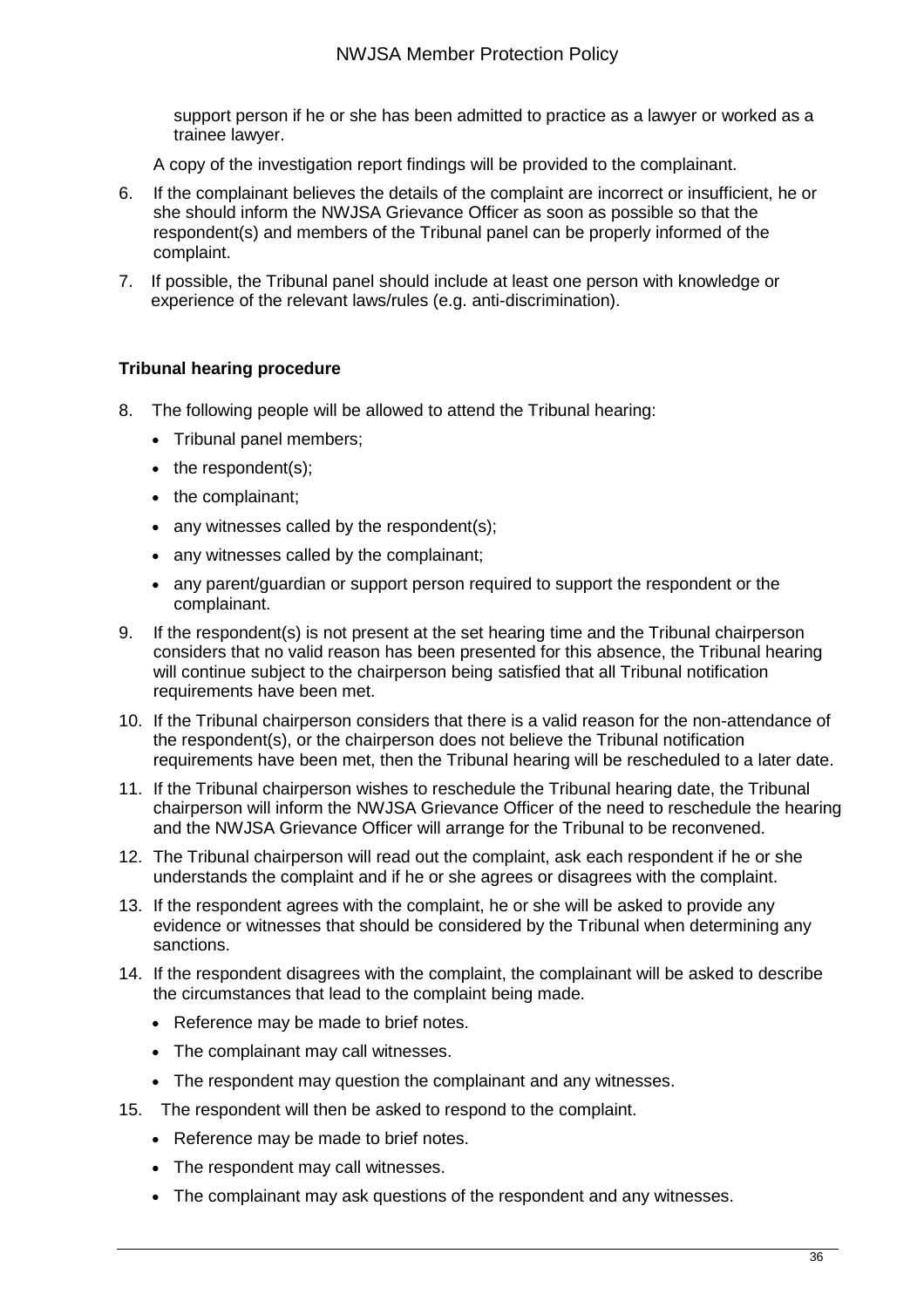support person if he or she has been admitted to practice as a lawyer or worked as a trainee lawyer.

A copy of the investigation report findings will be provided to the complainant.

6. If the complainant believes the details of the complaint are incorrect or insufficient, he or she should inform the NWJSA Grievance Officer as soon as possible so that the respondent(s) and members of the Tribunal panel can be properly informed of the complaint.
7. If possible, the Tribunal panel should include at least one person with knowledge or experience of the relevant laws/rules (e.g. anti-discrimination).

**Tribunal hearing procedure**

8. The following people will be allowed to attend the Tribunal hearing:
   - Tribunal panel members;
   - the respondent(s);
   - the complainant;
   - any witnesses called by the respondent(s);
   - any witnesses called by the complainant;
   - any parent/guardian or support person required to support the respondent or the complainant.
9. If the respondent(s) is not present at the set hearing time and the Tribunal chairperson considers that no valid reason has been presented for this absence, the Tribunal hearing will continue subject to the chairperson being satisfied that all Tribunal notification requirements have been met.
10. If the Tribunal chairperson considers that there is a valid reason for the non-attendance of the respondent(s), or the chairperson does not believe the Tribunal notification requirements have been met, then the Tribunal hearing will be rescheduled to a later date.
11. If the Tribunal chairperson wishes to reschedule the Tribunal hearing date, the Tribunal chairperson will inform the NWJSA Grievance Officer of the need to reschedule the hearing and the NWJSA Grievance Officer will arrange for the Tribunal to be reconvened.
12. The Tribunal chairperson will read out the complaint, ask each respondent if he or she understands the complaint and if he or she agrees or disagrees with the complaint.
13. If the respondent agrees with the complaint, he or she will be asked to provide any evidence or witnesses that should be considered by the Tribunal when determining any sanctions.
14. If the respondent disagrees with the complaint, the complainant will be asked to describe the circumstances that lead to the complaint being made.
    - Reference may be made to brief notes.
    - The complainant may call witnesses.
    - The respondent may question the complainant and any witnesses.
15. The respondent will then be asked to respond to the complaint.
    - Reference may be made to brief notes.
    - The respondent may call witnesses.
    - The complainant may ask questions of the respondent and any witnesses.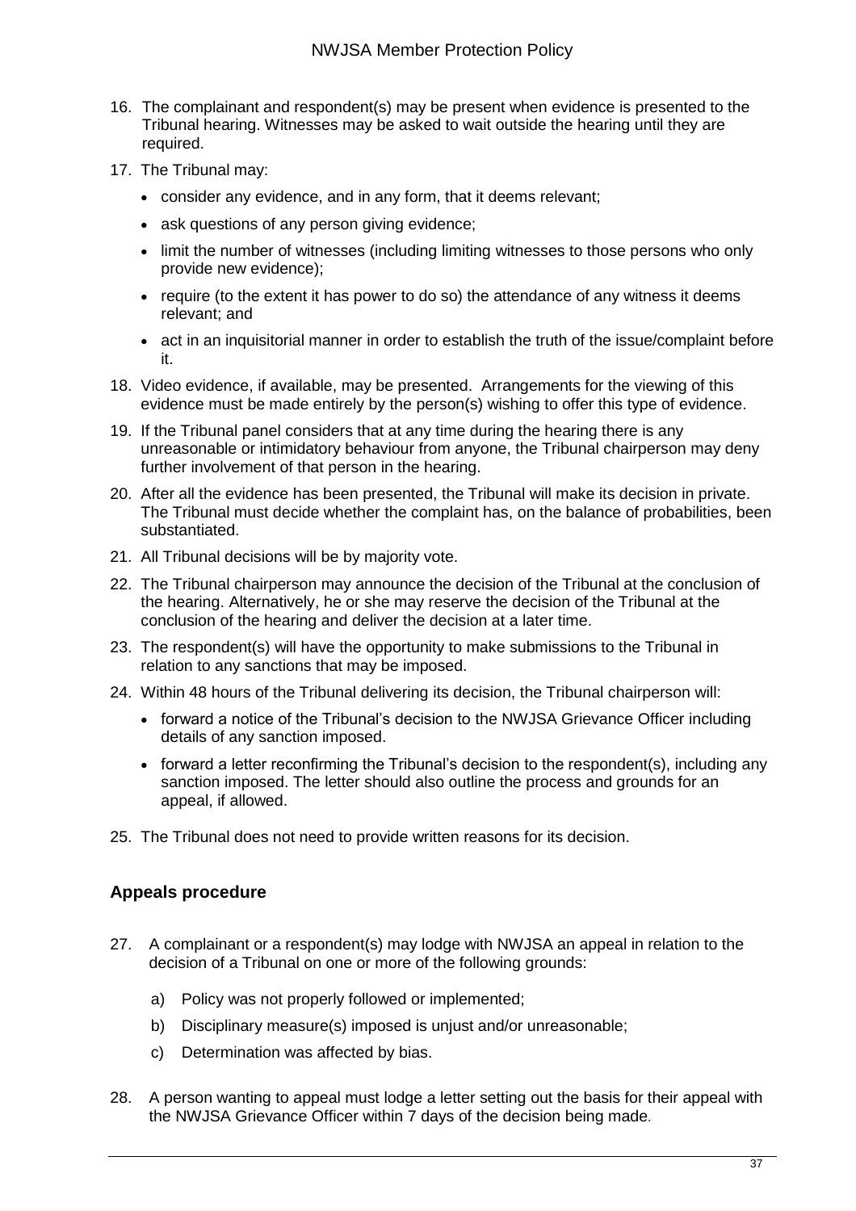16. The complainant and respondent(s) may be present when evidence is presented to the Tribunal hearing. Witnesses may be asked to wait outside the hearing until they are required.

17. The Tribunal may:

    - consider any evidence, and in any form, that it deems relevant;
    - ask questions of any person giving evidence;
    - limit the number of witnesses (including limiting witnesses to those persons who only provide new evidence);
    - require (to the extent it has power to do so) the attendance of any witness it deems relevant; and
    - act in an inquisitorial manner in order to establish the truth of the issue/complaint before it.

18. Video evidence, if available, may be presented. Arrangements for the viewing of this evidence must be made entirely by the person(s) wishing to offer this type of evidence.

19. If the Tribunal panel considers that at any time during the hearing there is any unreasonable or intimidatory behaviour from anyone, the Tribunal chairperson may deny further involvement of that person in the hearing.

20. After all the evidence has been presented, the Tribunal will make its decision in private. The Tribunal must decide whether the complaint has, on the balance of probabilities, been substantiated.

21. All Tribunal decisions will be by majority vote.

22. The Tribunal chairperson may announce the decision of the Tribunal at the conclusion of the hearing. Alternatively, he or she may reserve the decision of the Tribunal at the conclusion of the hearing and deliver the decision at a later time.

23. The respondent(s) will have the opportunity to make submissions to the Tribunal in relation to any sanctions that may be imposed.

24. Within 48 hours of the Tribunal delivering its decision, the Tribunal chairperson will:

    - forward a notice of the Tribunal's decision to the NWJSA Grievance Officer including details of any sanction imposed.
    - forward a letter reconfirming the Tribunal's decision to the respondent(s), including any sanction imposed. The letter should also outline the process and grounds for an appeal, if allowed.

25. The Tribunal does not need to provide written reasons for its decision.

### Appeals procedure

27. A complainant or a respondent(s) may lodge with NWJSA an appeal in relation to the decision of a Tribunal on one or more of the following grounds:

    a) Policy was not properly followed or implemented;

    b) Disciplinary measure(s) imposed is unjust and/or unreasonable;

    c) Determination was affected by bias.

28. A person wanting to appeal must lodge a letter setting out the basis for their appeal with the NWJSA Grievance Officer within 7 days of the decision being made.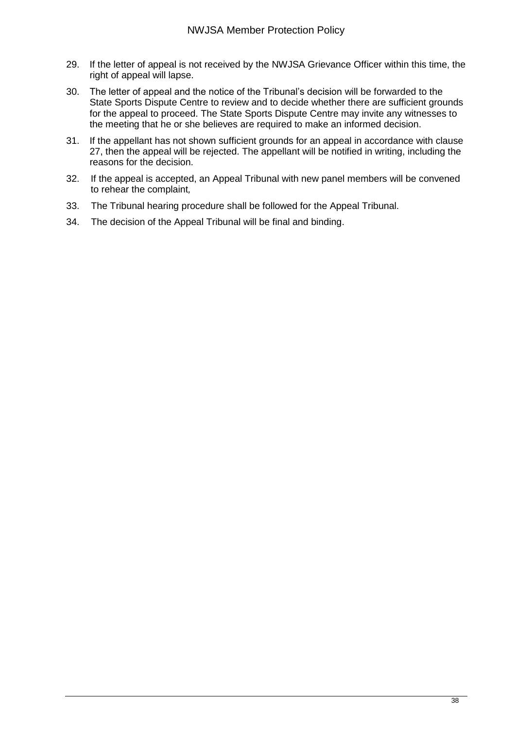29. If the letter of appeal is not received by the NWJSA Grievance Officer within this time, the right of appeal will lapse.
30. The letter of appeal and the notice of the Tribunal's decision will be forwarded to the State Sports Dispute Centre to review and to decide whether there are sufficient grounds for the appeal to proceed. The State Sports Dispute Centre may invite any witnesses to the meeting that he or she believes are required to make an informed decision.
31. If the appellant has not shown sufficient grounds for an appeal in accordance with clause 27, then the appeal will be rejected. The appellant will be notified in writing, including the reasons for the decision.
32. If the appeal is accepted, an Appeal Tribunal with new panel members will be convened to rehear the complaint,
33. The Tribunal hearing procedure shall be followed for the Appeal Tribunal.
34. The decision of the Appeal Tribunal will be final and binding.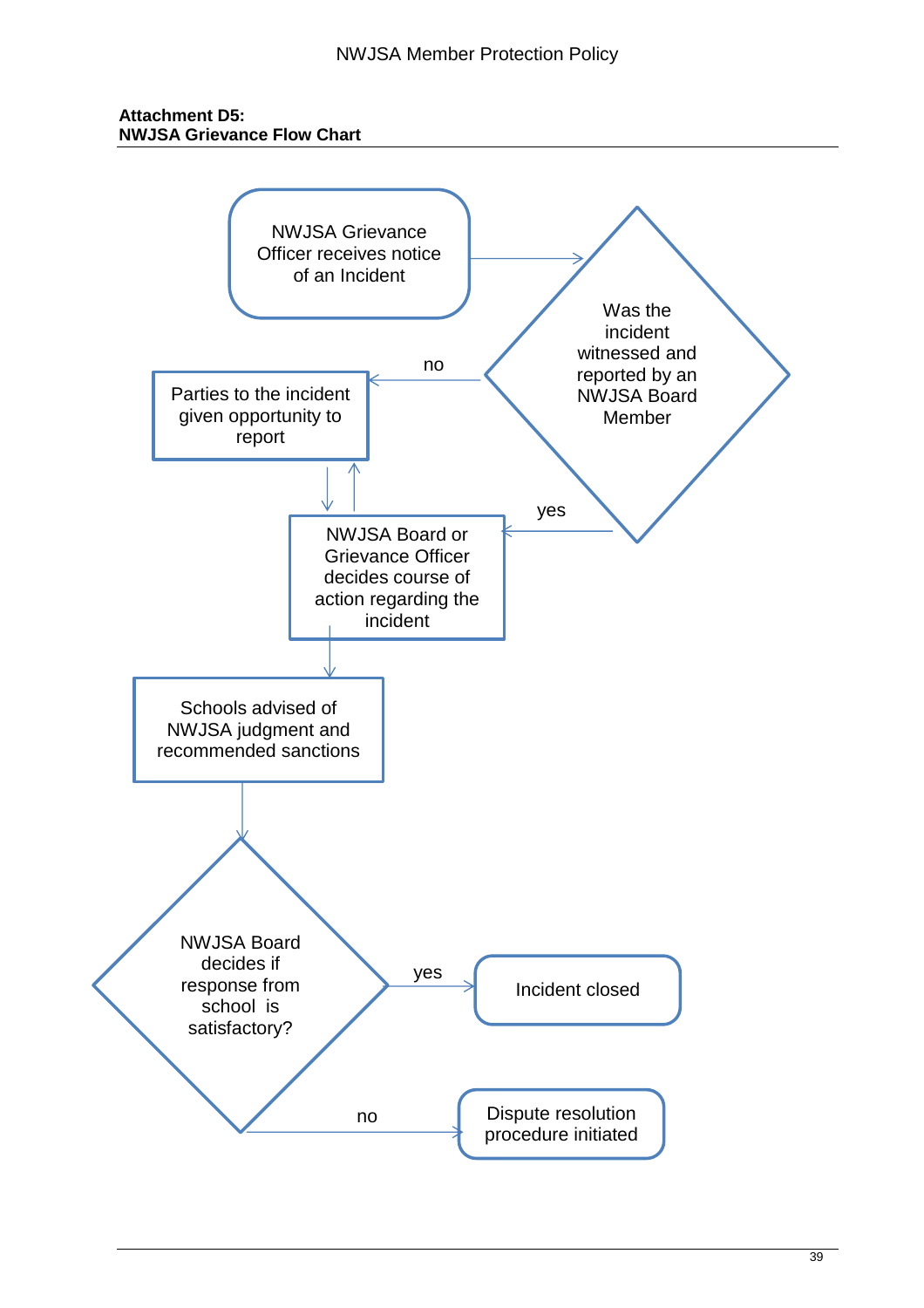**Attachment D5:**
**NWJSA Grievance Flow Chart**

NWJSA Grievance Officer receives notice of an Incident

Was the incident witnessed and reported by an NWJSA Board Member

no

Parties to the incident given opportunity to report

yes

NWJSA Board or Grievance Officer decides course of action regarding the incident

Schools advised of NWJSA judgment and recommended sanctions

NWJSA Board decides if response from school is satisfactory?

yes

Incident closed

no

Dispute resolution procedure initiated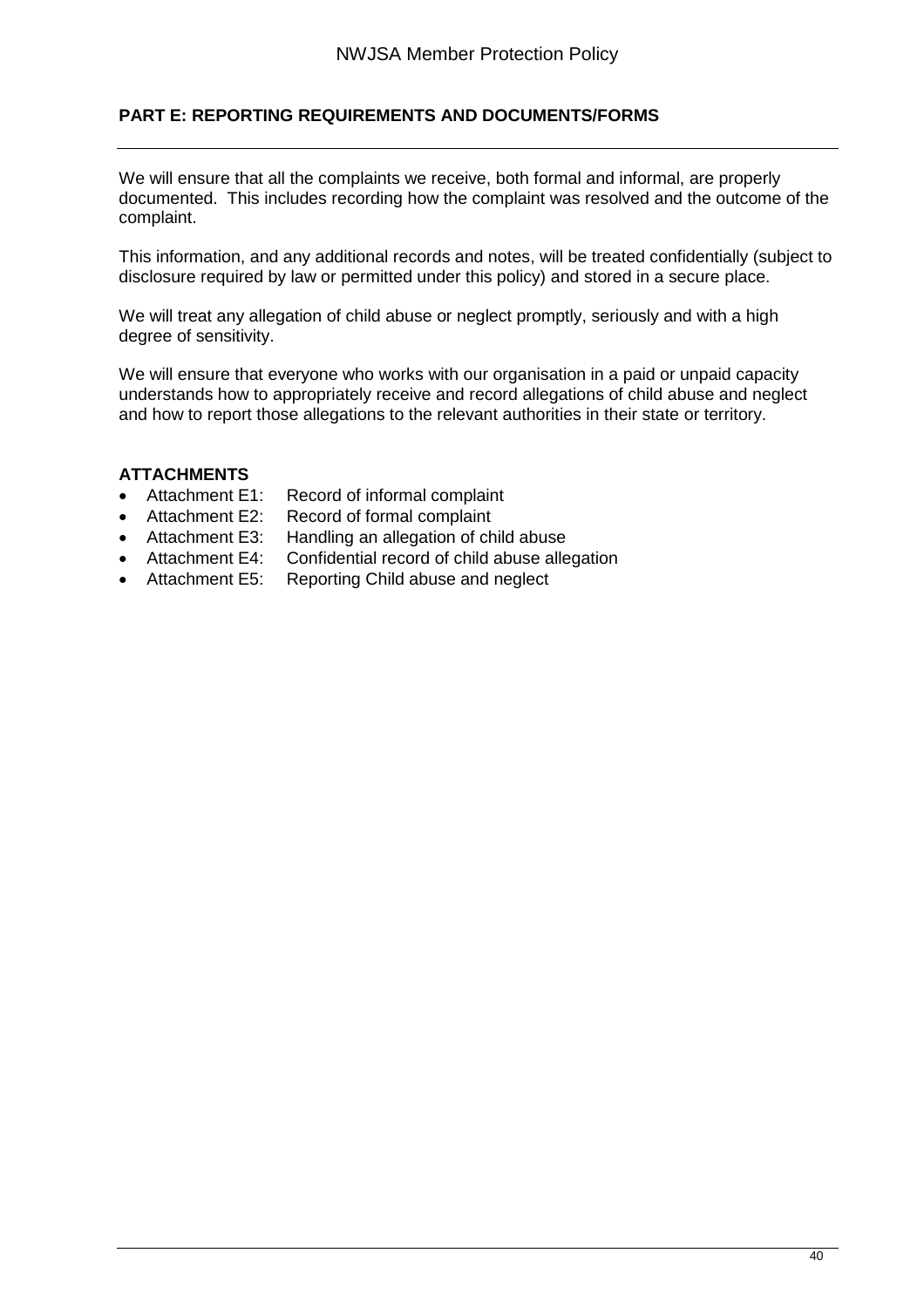## PART E: REPORTING REQUIREMENTS AND DOCUMENTS/FORMS

We will ensure that all the complaints we receive, both formal and informal, are properly documented. This includes recording how the complaint was resolved and the outcome of the complaint.

This information, and any additional records and notes, will be treated confidentially (subject to disclosure required by law or permitted under this policy) and stored in a secure place.

We will treat any allegation of child abuse or neglect promptly, seriously and with a high degree of sensitivity.

We will ensure that everyone who works with our organisation in a paid or unpaid capacity understands how to appropriately receive and record allegations of child abuse and neglect and how to report those allegations to the relevant authorities in their state or territory.

**ATTACHMENTS**

- Attachment E1: Record of informal complaint
- Attachment E2: Record of formal complaint
- Attachment E3: Handling an allegation of child abuse
- Attachment E4: Confidential record of child abuse allegation
- Attachment E5: Reporting Child abuse and neglect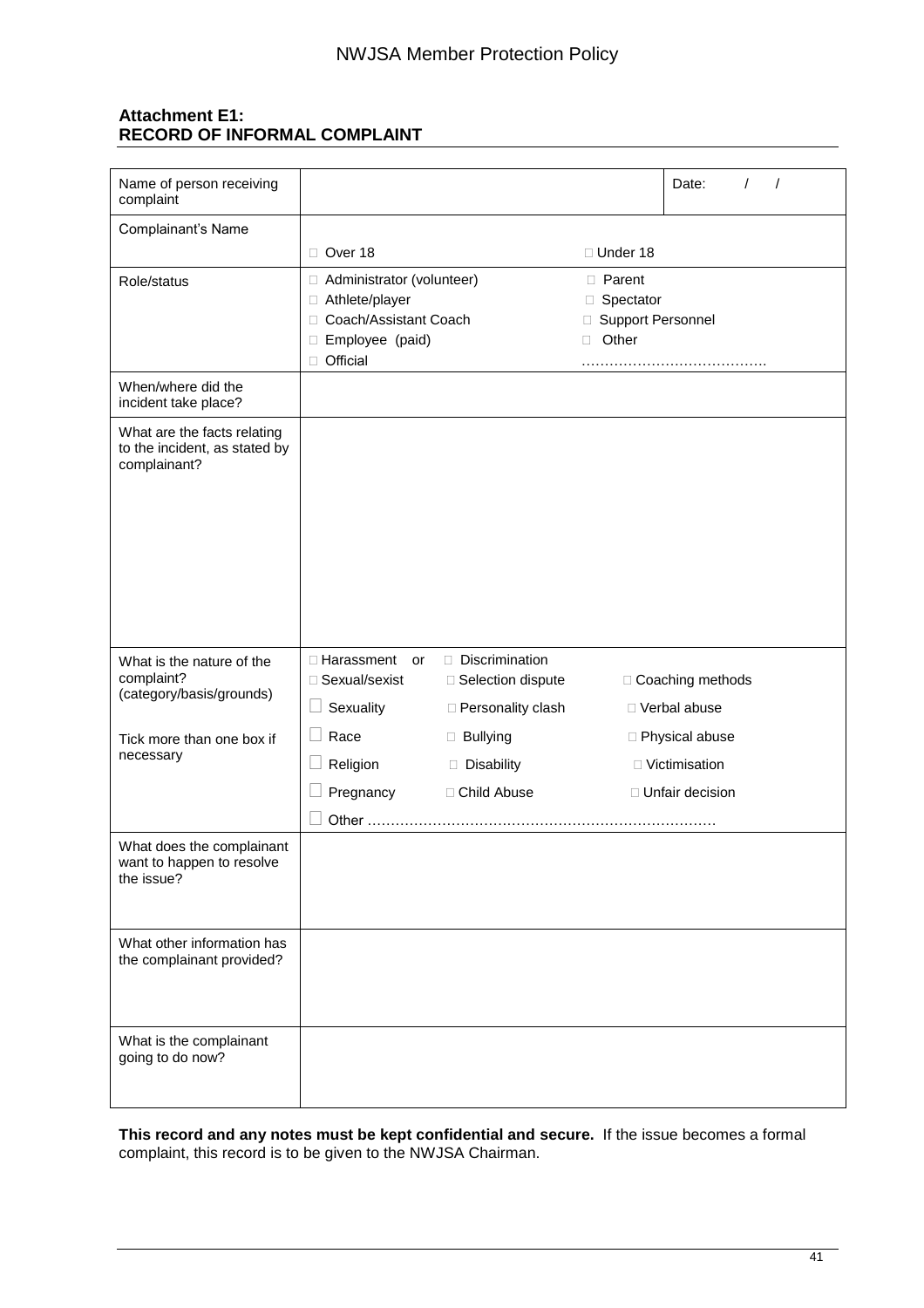### Attachment E1:
### RECORD OF INFORMAL COMPLAINT

| | | |
|---|---|---|
| Name of person receiving complaint | | Date: / / |
| Complainant's Name | □ Over 18 □ Under 18 | |
| Role/status | □ Administrator (volunteer)<br>□ Athlete/player<br>□ Coach/Assistant Coach<br>□ Employee (paid)<br>□ Official<br>□ Parent<br>□ Spectator<br>□ Support Personnel<br>□ Other ………………………………… | |
| When/where did the incident take place? | | |
| What are the facts relating to the incident, as stated by complainant? | | |
| What is the nature of the complaint? (category/basis/grounds)<br><br>Tick more than one box if necessary | □ Harassment or □ Discrimination<br>□ Sexual/sexist □ Selection dispute □ Coaching methods<br>□ Sexuality □ Personality clash □ Verbal abuse<br>□ Race □ Bullying □ Physical abuse<br>□ Religion □ Disability □ Victimisation<br>□ Pregnancy □ Child Abuse □ Unfair decision<br>□ Other ………………………………………………………………… | |
| What does the complainant want to happen to resolve the issue? | | |
| What other information has the complainant provided? | | |
| What is the complainant going to do now? | | |

**This record and any notes must be kept confidential and secure.** If the issue becomes a formal complaint, this record is to be given to the NWJSA Chairman.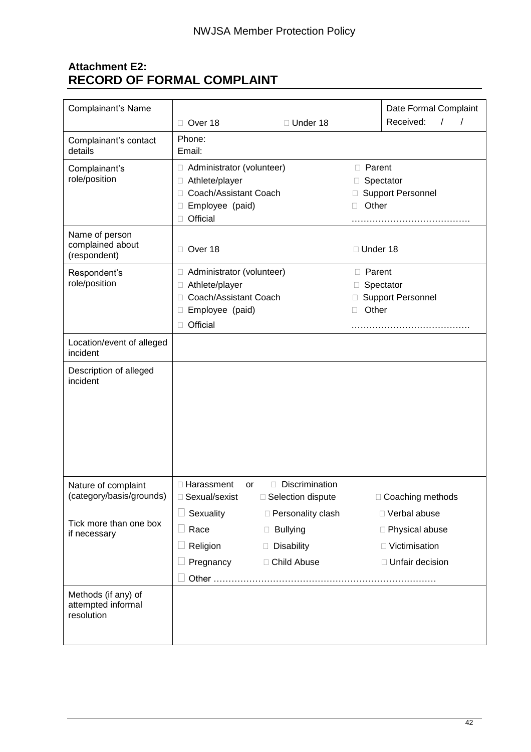**Attachment E2:**
## RECORD OF FORMAL COMPLAINT

| Complainant's Name | ☐ Over 18 ☐ Under 18 | Date Formal Complaint Received: / / |
|---|---|---|
| Complainant's contact details | Phone:<br>Email: | |
| Complainant's role/position | ☐ Administrator (volunteer)<br>☐ Athlete/player<br>☐ Coach/Assistant Coach<br>☐ Employee (paid)<br>☐ Official | ☐ Parent<br>☐ Spectator<br>☐ Support Personnel<br>☐ Other<br>…………………………………. |
| Name of person complained about (respondent) | ☐ Over 18 | ☐ Under 18 |
| Respondent's role/position | ☐ Administrator (volunteer)<br>☐ Athlete/player<br>☐ Coach/Assistant Coach<br>☐ Employee (paid)<br>☐ Official | ☐ Parent<br>☐ Spectator<br>☐ Support Personnel<br>☐ Other<br>…………………………………. |
| Location/event of alleged incident | | |
| Description of alleged incident | | |
| Nature of complaint (category/basis/grounds)<br><br>Tick more than one box if necessary | ☐ Harassment or ☐ Discrimination<br>☐ Sexual/sexist ☐ Selection dispute<br>☐ Sexuality ☐ Personality clash<br>☐ Race ☐ Bullying<br>☐ Religion ☐ Disability<br>☐ Pregnancy ☐ Child Abuse<br>☐ Other ……………………………………………………………… | ☐ Coaching methods<br>☐ Verbal abuse<br>☐ Physical abuse<br>☐ Victimisation<br>☐ Unfair decision |
| Methods (if any) of attempted informal resolution | | |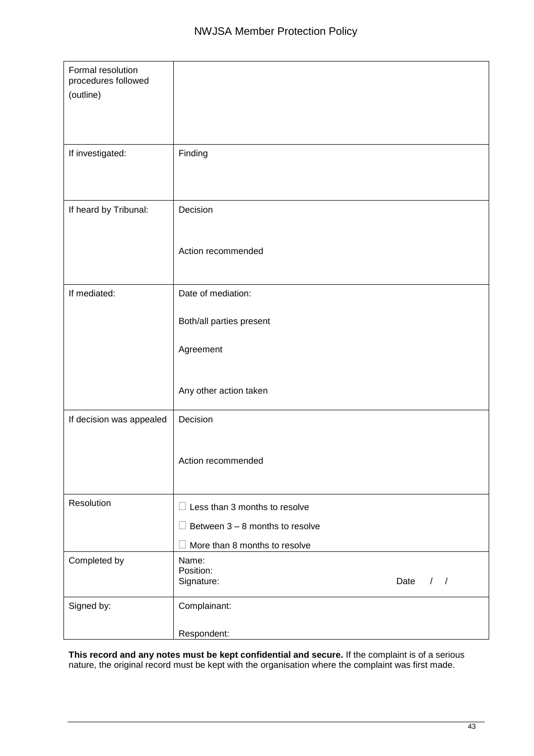| Formal resolution procedures followed (outline) | |
|---|---|
| If investigated: | Finding |
| If heard by Tribunal: | Decision<br><br>Action recommended |
| If mediated: | Date of mediation:<br><br>Both/all parties present<br><br>Agreement<br><br>Any other action taken |
| If decision was appealed | Decision<br><br>Action recommended |
| Resolution | ☐ Less than 3 months to resolve<br>☐ Between 3 – 8 months to resolve<br>☐ More than 8 months to resolve |
| Completed by | Name:<br>Position:<br>Signature: Date / / |
| Signed by: | Complainant:<br><br>Respondent: |

**This record and any notes must be kept confidential and secure.** If the complaint is of a serious nature, the original record must be kept with the organisation where the complaint was first made.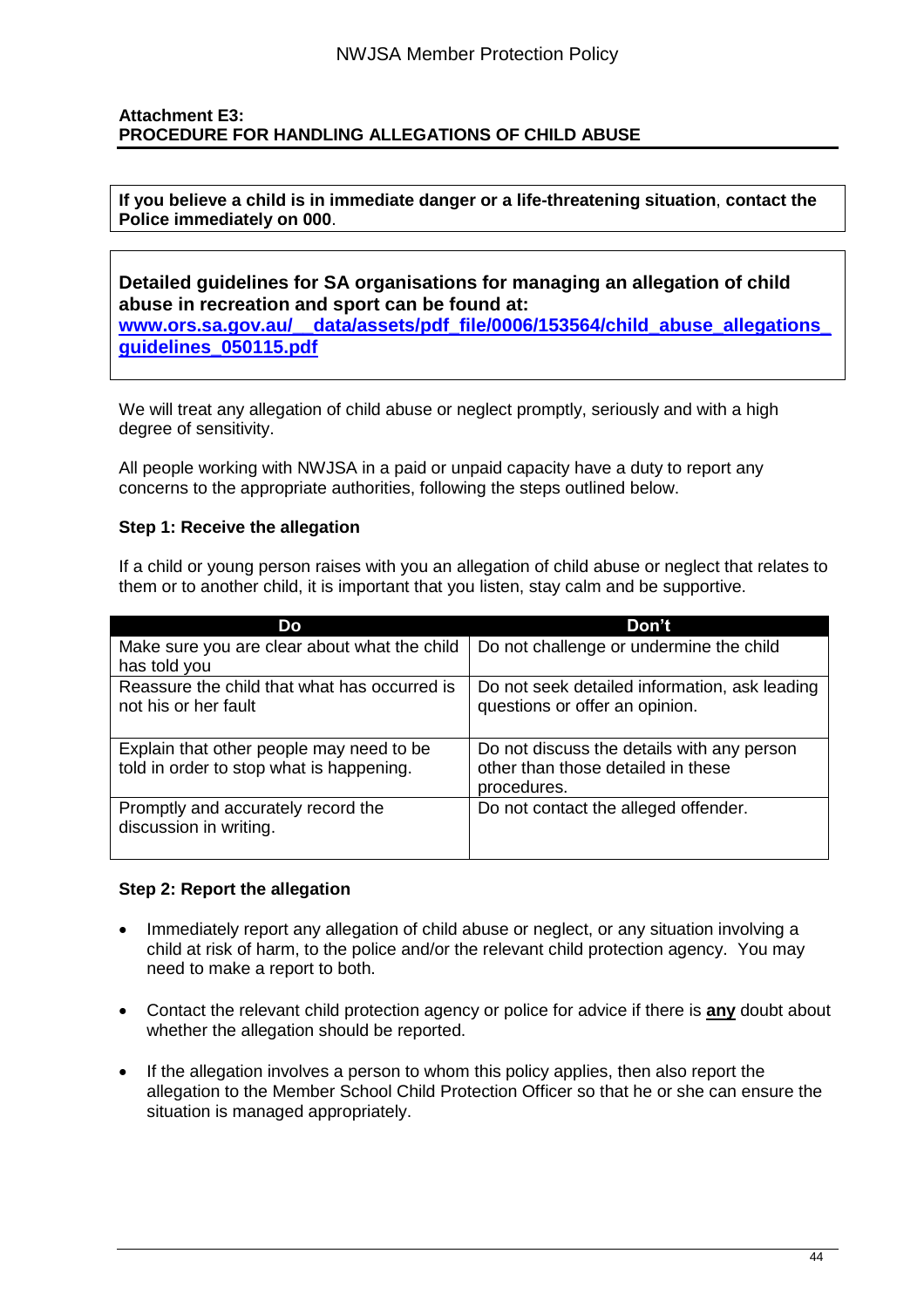**Attachment E3:**
**PROCEDURE FOR HANDLING ALLEGATIONS OF CHILD ABUSE**

**If you believe a child is in immediate danger or a life-threatening situation**, **contact the Police immediately on 000**.

**Detailed guidelines for SA organisations for managing an allegation of child abuse in recreation and sport can be found at:**
**www.ors.sa.gov.au/__data/assets/pdf_file/0006/153564/child_abuse_allegations_guidelines_050115.pdf**

We will treat any allegation of child abuse or neglect promptly, seriously and with a high degree of sensitivity.

All people working with NWJSA in a paid or unpaid capacity have a duty to report any concerns to the appropriate authorities, following the steps outlined below.

**Step 1: Receive the allegation**

If a child or young person raises with you an allegation of child abuse or neglect that relates to them or to another child, it is important that you listen, stay calm and be supportive.

| Do | Don't |
|---|---|
| Make sure you are clear about what the child has told you | Do not challenge or undermine the child |
| Reassure the child that what has occurred is not his or her fault | Do not seek detailed information, ask leading questions or offer an opinion. |
| Explain that other people may need to be told in order to stop what is happening. | Do not discuss the details with any person other than those detailed in these procedures. |
| Promptly and accurately record the discussion in writing. | Do not contact the alleged offender. |

**Step 2: Report the allegation**

- Immediately report any allegation of child abuse or neglect, or any situation involving a child at risk of harm, to the police and/or the relevant child protection agency. You may need to make a report to both.
- Contact the relevant child protection agency or police for advice if there is **any** doubt about whether the allegation should be reported.
- If the allegation involves a person to whom this policy applies, then also report the allegation to the Member School Child Protection Officer so that he or she can ensure the situation is managed appropriately.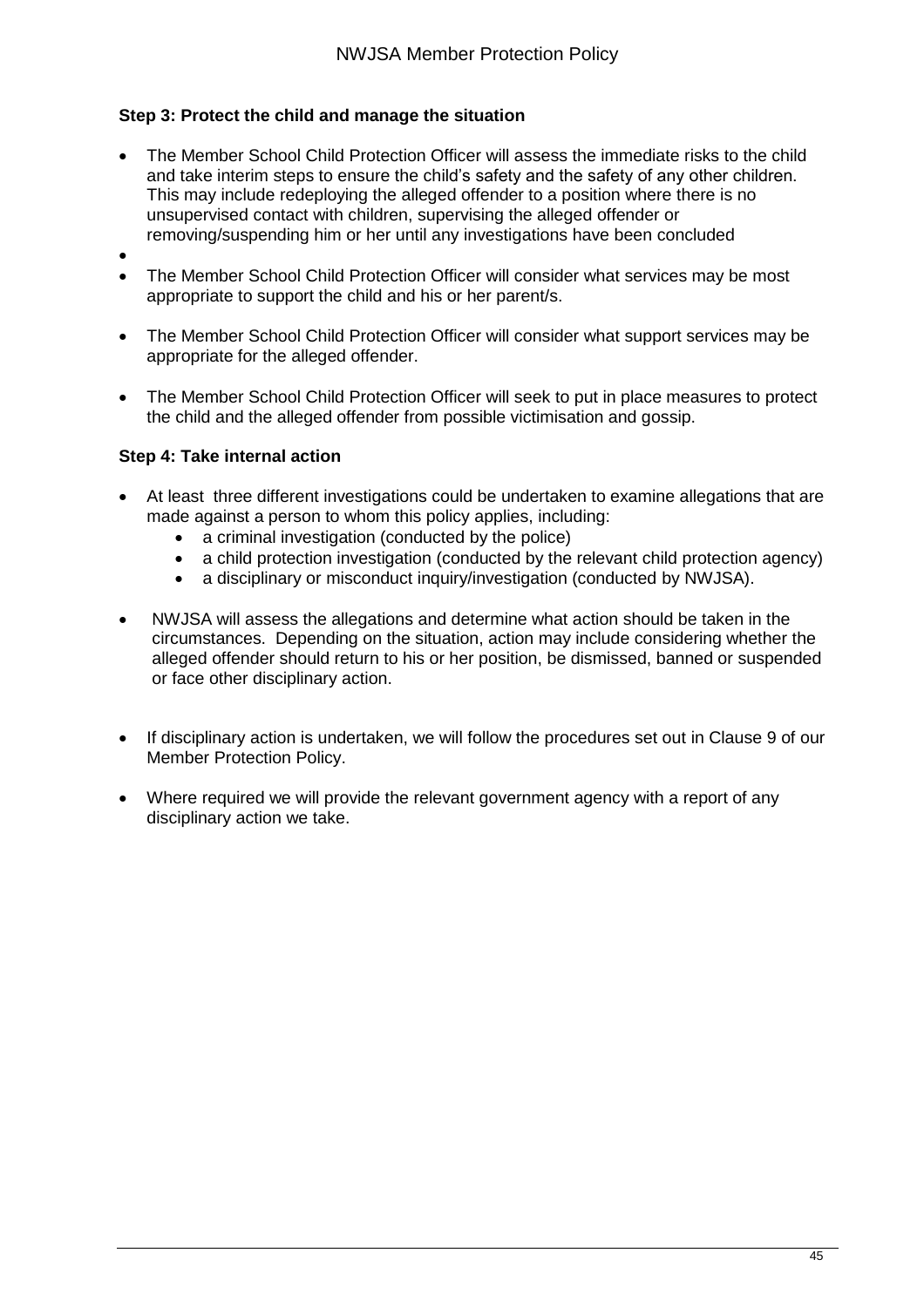**Step 3: Protect the child and manage the situation**

- The Member School Child Protection Officer will assess the immediate risks to the child and take interim steps to ensure the child's safety and the safety of any other children. This may include redeploying the alleged offender to a position where there is no unsupervised contact with children, supervising the alleged offender or removing/suspending him or her until any investigations have been concluded
- The Member School Child Protection Officer will consider what services may be most appropriate to support the child and his or her parent/s.
- The Member School Child Protection Officer will consider what support services may be appropriate for the alleged offender.
- The Member School Child Protection Officer will seek to put in place measures to protect the child and the alleged offender from possible victimisation and gossip.

**Step 4: Take internal action**

- At least three different investigations could be undertaken to examine allegations that are made against a person to whom this policy applies, including:
  - a criminal investigation (conducted by the police)
  - a child protection investigation (conducted by the relevant child protection agency)
  - a disciplinary or misconduct inquiry/investigation (conducted by NWJSA).
- NWJSA will assess the allegations and determine what action should be taken in the circumstances. Depending on the situation, action may include considering whether the alleged offender should return to his or her position, be dismissed, banned or suspended or face other disciplinary action.
- If disciplinary action is undertaken, we will follow the procedures set out in Clause 9 of our Member Protection Policy.
- Where required we will provide the relevant government agency with a report of any disciplinary action we take.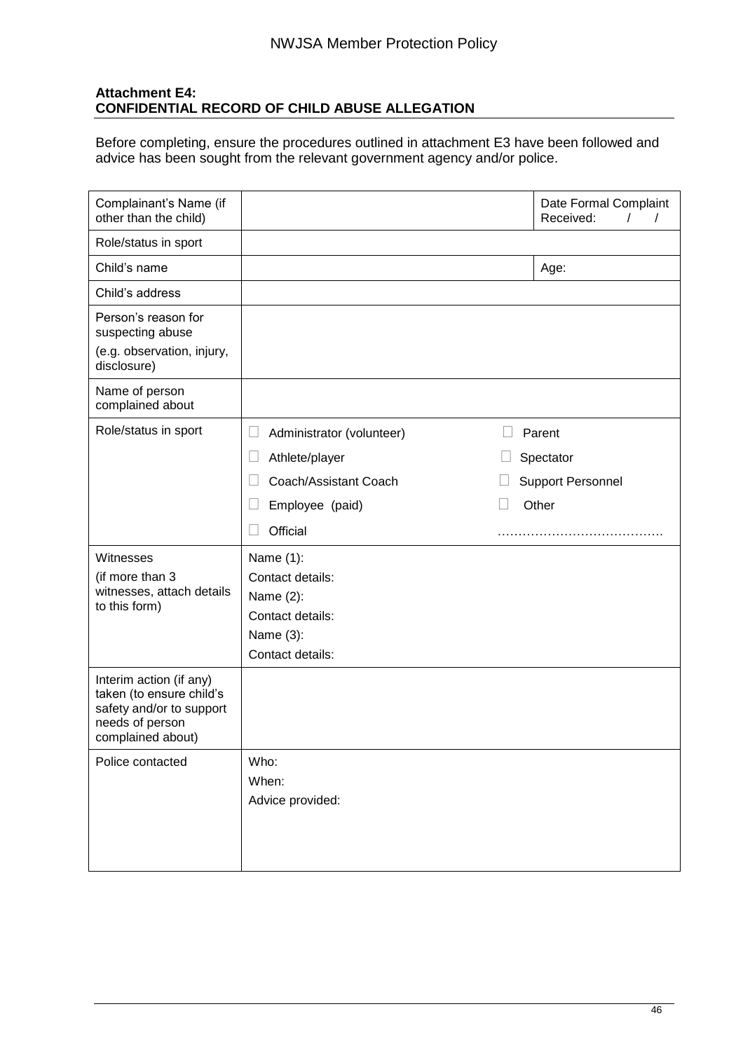**Attachment E4:**
**CONFIDENTIAL RECORD OF CHILD ABUSE ALLEGATION**

Before completing, ensure the procedures outlined in attachment E3 have been followed and advice has been sought from the relevant government agency and/or police.

| | | |
|---|---|---|
| Complainant's Name (if other than the child) | | Date Formal Complaint Received: / / |
| Role/status in sport | | |
| Child's name | | Age: |
| Child's address | | |
| Person's reason for suspecting abuse<br>(e.g. observation, injury, disclosure) | | |
| Name of person complained about | | |
| Role/status in sport | ☐ Administrator (volunteer)<br>☐ Athlete/player<br>☐ Coach/Assistant Coach<br>☐ Employee (paid)<br>☐ Official | ☐ Parent<br>☐ Spectator<br>☐ Support Personnel<br>☐ Other<br>………………………………. |
| Witnesses<br>(if more than 3 witnesses, attach details to this form) | Name (1):<br>Contact details:<br>Name (2):<br>Contact details:<br>Name (3):<br>Contact details: | |
| Interim action (if any) taken (to ensure child's safety and/or to support needs of person complained about) | | |
| Police contacted | Who:<br>When:<br>Advice provided: | |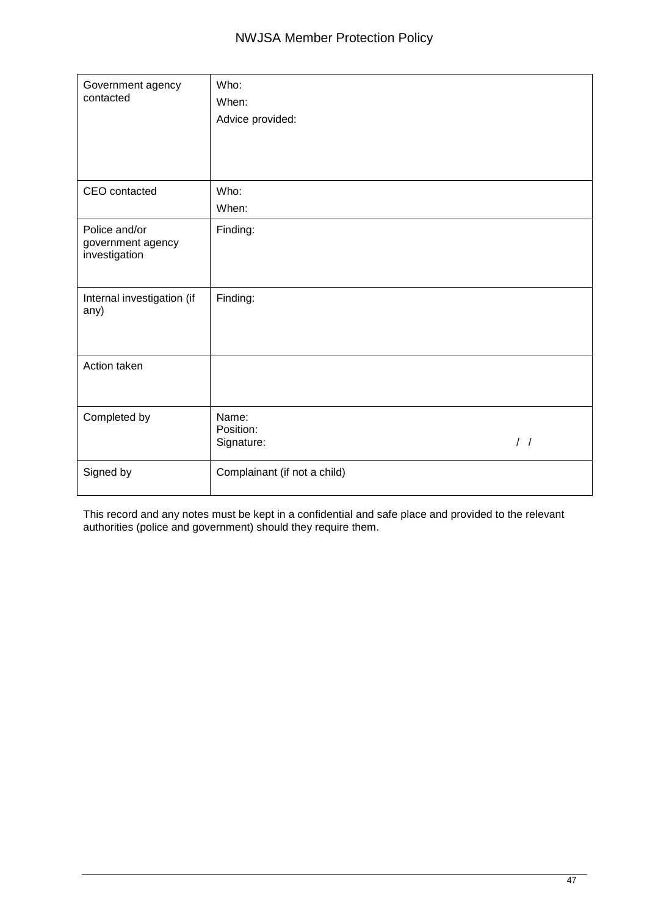| Government agency contacted | Who:<br>When:<br>Advice provided: |
|---|---|
| CEO contacted | Who:<br>When: |
| Police and/or government agency investigation | Finding: |
| Internal investigation (if any) | Finding: |
| Action taken | |
| Completed by | Name:<br>Position:<br>Signature: / / |
| Signed by | Complainant (if not a child) |

This record and any notes must be kept in a confidential and safe place and provided to the relevant authorities (police and government) should they require them.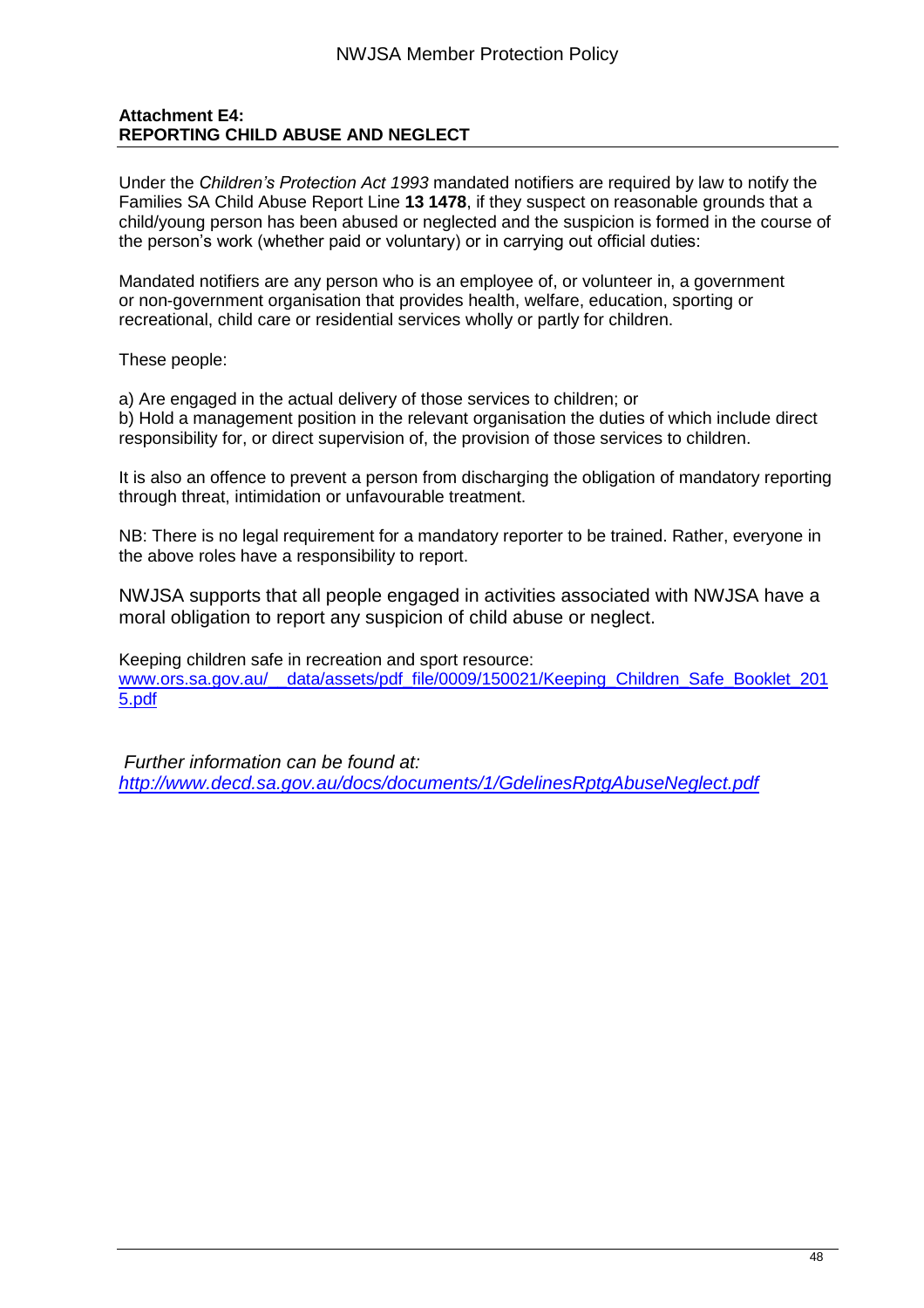**Attachment E4:**
**REPORTING CHILD ABUSE AND NEGLECT**

Under the *Children's Protection Act 1993* mandated notifiers are required by law to notify the Families SA Child Abuse Report Line **13 1478**, if they suspect on reasonable grounds that a child/young person has been abused or neglected and the suspicion is formed in the course of the person's work (whether paid or voluntary) or in carrying out official duties:

Mandated notifiers are any person who is an employee of, or volunteer in, a government or non-government organisation that provides health, welfare, education, sporting or recreational, child care or residential services wholly or partly for children.

These people:

a) Are engaged in the actual delivery of those services to children; or
b) Hold a management position in the relevant organisation the duties of which include direct responsibility for, or direct supervision of, the provision of those services to children.

It is also an offence to prevent a person from discharging the obligation of mandatory reporting through threat, intimidation or unfavourable treatment.

NB: There is no legal requirement for a mandatory reporter to be trained. Rather, everyone in the above roles have a responsibility to report.

NWJSA supports that all people engaged in activities associated with NWJSA have a moral obligation to report any suspicion of child abuse or neglect.

Keeping children safe in recreation and sport resource:
[www.ors.sa.gov.au/__data/assets/pdf_file/0009/150021/Keeping_Children_Safe_Booklet_2015.pdf](www.ors.sa.gov.au/__data/assets/pdf_file/0009/150021/Keeping_Children_Safe_Booklet_2015.pdf)

*Further information can be found at:*
*[http://www.decd.sa.gov.au/docs/documents/1/GdelinesRptgAbuseNeglect.pdf](http://www.decd.sa.gov.au/docs/documents/1/GdelinesRptgAbuseNeglect.pdf)*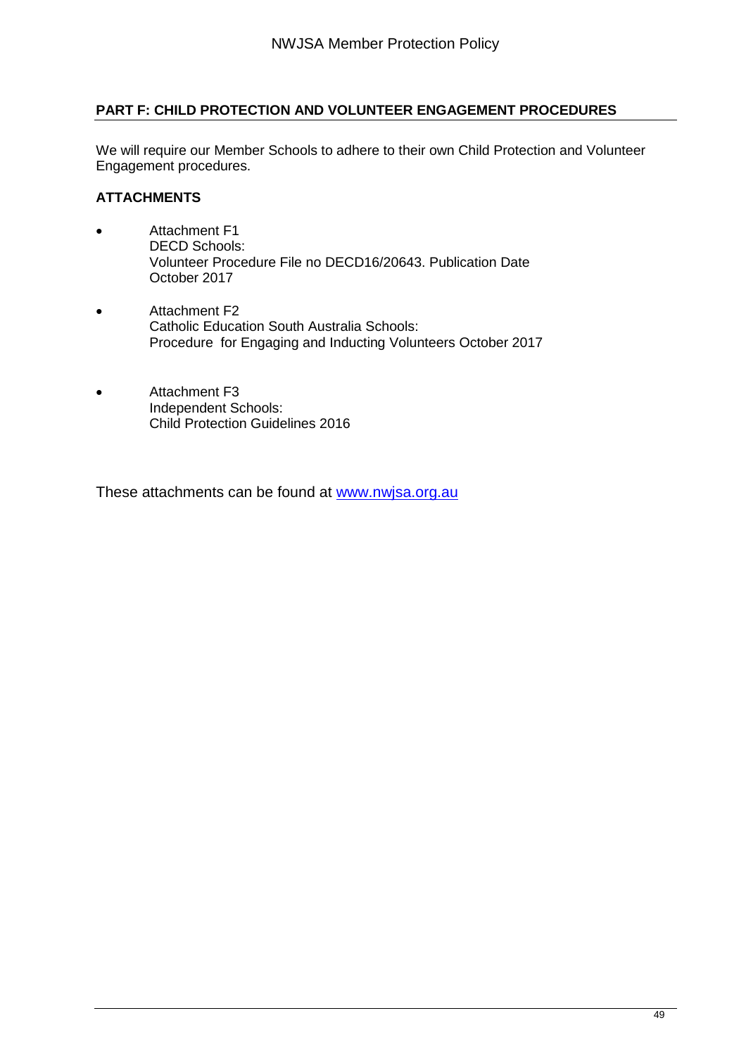## PART F: CHILD PROTECTION AND VOLUNTEER ENGAGEMENT PROCEDURES

We will require our Member Schools to adhere to their own Child Protection and Volunteer Engagement procedures.

### ATTACHMENTS

- Attachment F1
  DECD Schools:
  Volunteer Procedure File no DECD16/20643. Publication Date October 2017

- Attachment F2
  Catholic Education South Australia Schools:
  Procedure for Engaging and Inducting Volunteers October 2017

- Attachment F3
  Independent Schools:
  Child Protection Guidelines 2016

These attachments can be found at [www.nwjsa.org.au](http://www.nwjsa.org.au)